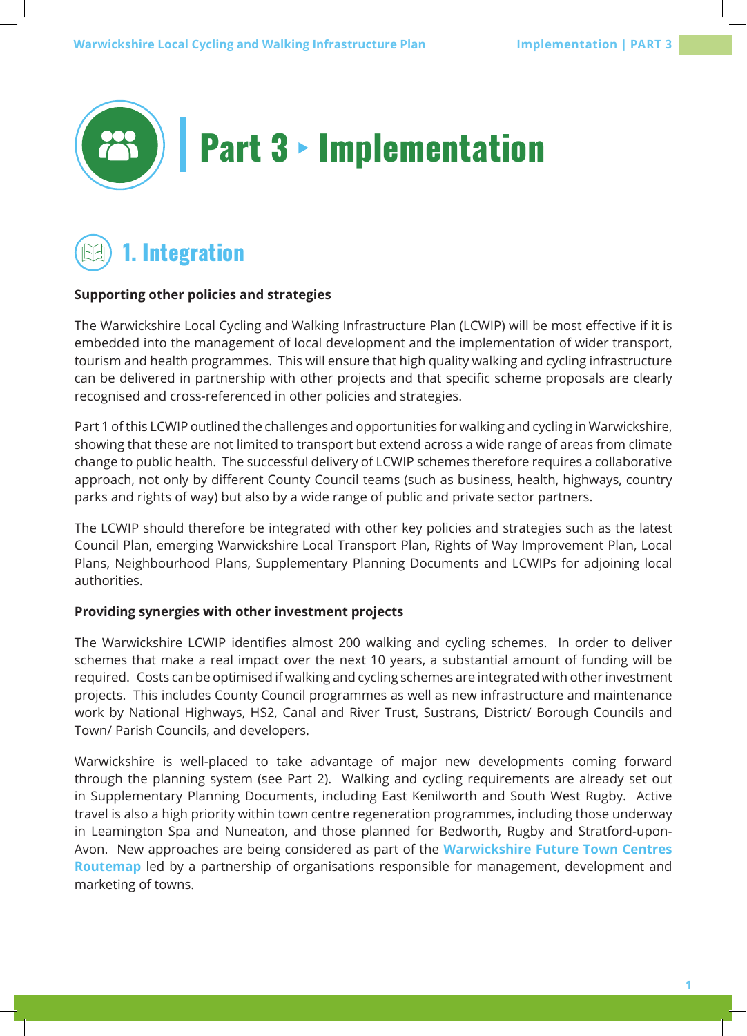# Part 3 ▸ Implementation

## 1. Integration

**Supporting other policies and strategies**

The Warwickshire Local Cycling and Walking Infrastructure Plan (LCWIP) will be most effective if it is embedded into the management of local development and the implementation of wider transport, tourism and health programmes. This will ensure that high quality walking and cycling infrastructure can be delivered in partnership with other projects and that specific scheme proposals are clearly recognised and cross-referenced in other policies and strategies.

Part 1 of this LCWIP outlined the challenges and opportunities for walking and cycling in Warwickshire, showing that these are not limited to transport but extend across a wide range of areas from climate change to public health. The successful delivery of LCWIP schemes therefore requires a collaborative approach, not only by different County Council teams (such as business, health, highways, country parks and rights of way) but also by a wide range of public and private sector partners.

The LCWIP should therefore be integrated with other key policies and strategies such as the latest Council Plan, emerging Warwickshire Local Transport Plan, Rights of Way Improvement Plan, Local Plans, Neighbourhood Plans, Supplementary Planning Documents and LCWIPs for adjoining local authorities.

**Providing synergies with other investment projects**

The Warwickshire LCWIP identifies almost 200 walking and cycling schemes. In order to deliver schemes that make a real impact over the next 10 years, a substantial amount of funding will be required. Costs can be optimised if walking and cycling schemes are integrated with other investment projects. This includes County Council programmes as well as new infrastructure and maintenance work by National Highways, HS2, Canal and River Trust, Sustrans, District/ Borough Councils and Town/ Parish Councils, and developers.

Warwickshire is well-placed to take advantage of major new developments coming forward through the planning system (see Part 2). Walking and cycling requirements are already set out in Supplementary Planning Documents, including East Kenilworth and South West Rugby. Active travel is also a high priority within town centre regeneration programmes, including those underway in Leamington Spa and Nuneaton, and those planned for Bedworth, Rugby and Stratford-upon-Avon. New approaches are being considered as part of the **Warwickshire Future Town Centres Routemap** led by a partnership of organisations responsible for management, development and marketing of towns.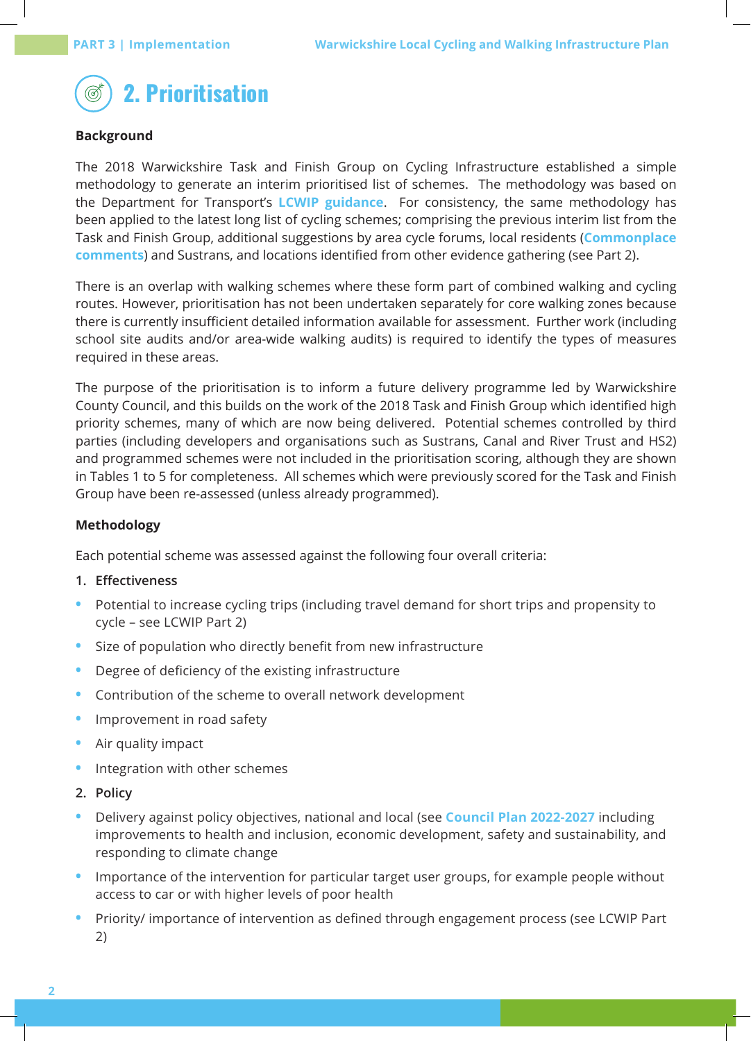# 2. Prioritisation

**Background**

The 2018 Warwickshire Task and Finish Group on Cycling Infrastructure established a simple methodology to generate an interim prioritised list of schemes. The methodology was based on the Department for Transport's LCWIP guidance. For consistency, the same methodology has been applied to the latest long list of cycling schemes; comprising the previous interim list from the Task and Finish Group, additional suggestions by area cycle forums, local residents (Commonplace comments) and Sustrans, and locations identified from other evidence gathering (see Part 2).

There is an overlap with walking schemes where these form part of combined walking and cycling routes. However, prioritisation has not been undertaken separately for core walking zones because there is currently insufficient detailed information available for assessment. Further work (including school site audits and/or area-wide walking audits) is required to identify the types of measures required in these areas.

The purpose of the prioritisation is to inform a future delivery programme led by Warwickshire County Council, and this builds on the work of the 2018 Task and Finish Group which identified high priority schemes, many of which are now being delivered. Potential schemes controlled by third parties (including developers and organisations such as Sustrans, Canal and River Trust and HS2) and programmed schemes were not included in the prioritisation scoring, although they are shown in Tables 1 to 5 for completeness. All schemes which were previously scored for the Task and Finish Group have been re-assessed (unless already programmed).

**Methodology**

Each potential scheme was assessed against the following four overall criteria:

1. **Effectiveness**

- Potential to increase cycling trips (including travel demand for short trips and propensity to cycle – see LCWIP Part 2)
- Size of population who directly benefit from new infrastructure
- Degree of deficiency of the existing infrastructure
- Contribution of the scheme to overall network development
- Improvement in road safety
- Air quality impact
- Integration with other schemes

2. **Policy**

- Delivery against policy objectives, national and local (see Council Plan 2022-2027 including improvements to health and inclusion, economic development, safety and sustainability, and responding to climate change
- Importance of the intervention for particular target user groups, for example people without access to car or with higher levels of poor health
- Priority/ importance of intervention as defined through engagement process (see LCWIP Part 2)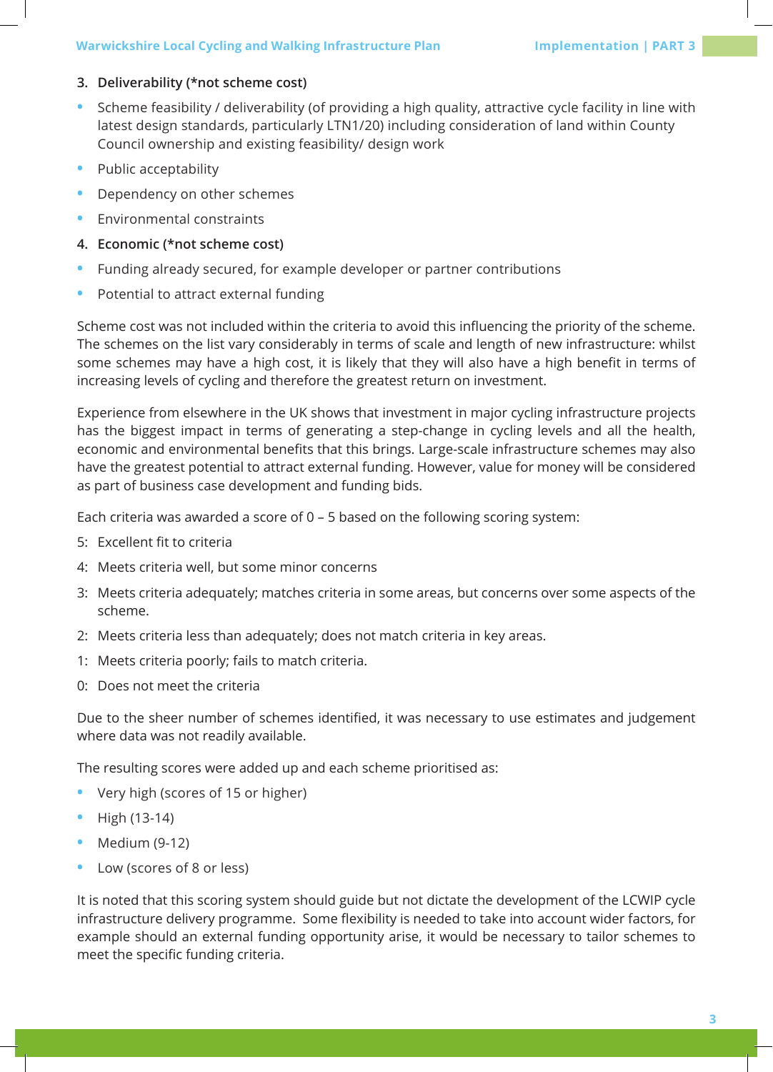3. **Deliverability (*not scheme cost)**

- Scheme feasibility / deliverability (of providing a high quality, attractive cycle facility in line with latest design standards, particularly LTN1/20) including consideration of land within County Council ownership and existing feasibility/ design work
- Public acceptability
- Dependency on other schemes
- Environmental constraints

4. **Economic (*not scheme cost)**

- Funding already secured, for example developer or partner contributions
- Potential to attract external funding

Scheme cost was not included within the criteria to avoid this influencing the priority of the scheme. The schemes on the list vary considerably in terms of scale and length of new infrastructure: whilst some schemes may have a high cost, it is likely that they will also have a high benefit in terms of increasing levels of cycling and therefore the greatest return on investment.

Experience from elsewhere in the UK shows that investment in major cycling infrastructure projects has the biggest impact in terms of generating a step-change in cycling levels and all the health, economic and environmental benefits that this brings. Large-scale infrastructure schemes may also have the greatest potential to attract external funding. However, value for money will be considered as part of business case development and funding bids.

Each criteria was awarded a score of 0 – 5 based on the following scoring system:

5: Excellent fit to criteria

4: Meets criteria well, but some minor concerns

3: Meets criteria adequately; matches criteria in some areas, but concerns over some aspects of the scheme.

2: Meets criteria less than adequately; does not match criteria in key areas.

1: Meets criteria poorly; fails to match criteria.

0: Does not meet the criteria

Due to the sheer number of schemes identified, it was necessary to use estimates and judgement where data was not readily available.

The resulting scores were added up and each scheme prioritised as:

- Very high (scores of 15 or higher)
- High (13-14)
- Medium (9-12)
- Low (scores of 8 or less)

It is noted that this scoring system should guide but not dictate the development of the LCWIP cycle infrastructure delivery programme. Some flexibility is needed to take into account wider factors, for example should an external funding opportunity arise, it would be necessary to tailor schemes to meet the specific funding criteria.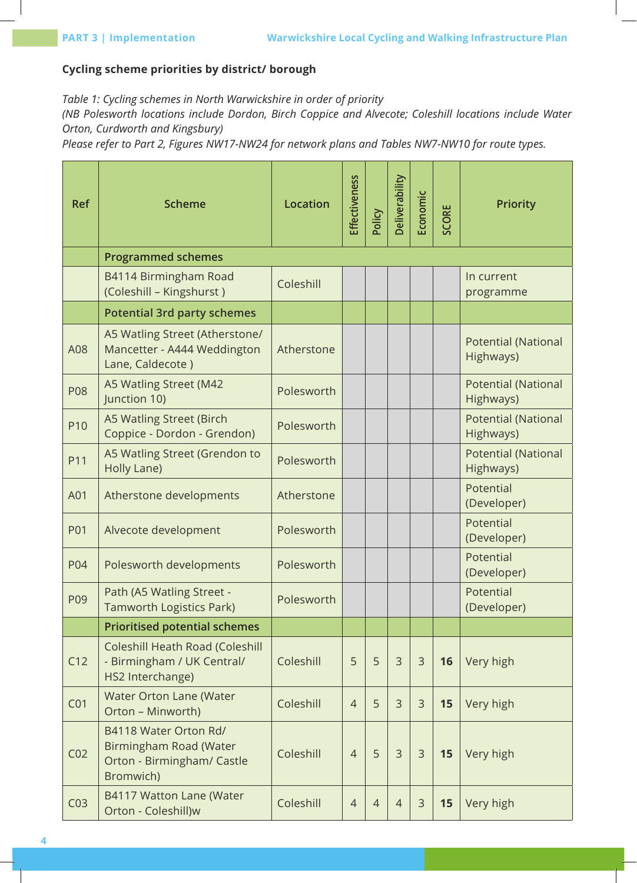**Cycling scheme priorities by district/ borough**

*Table 1: Cycling schemes in North Warwickshire in order of priority*
*(NB Polesworth locations include Dordon, Birch Coppice and Alvecote; Coleshill locations include Water Orton, Curdworth and Kingsbury)*
*Please refer to Part 2, Figures NW17-NW24 for network plans and Tables NW7-NW10 for route types.*

| Ref | Scheme | Location | Effectiveness | Policy | Deliverability | Economic | SCORE | Priority |
|---|---|---|---|---|---|---|---|---|
| | **Programmed schemes** | | | | | | | |
| | B4114 Birmingham Road (Coleshill – Kingshurst ) | Coleshill | | | | | | In current programme |
| | **Potential 3rd party schemes** | | | | | | | |
| A08 | A5 Watling Street (Atherstone/ Mancetter - A444 Weddington Lane, Caldecote ) | Atherstone | | | | | | Potential (National Highways) |
| P08 | A5 Watling Street (M42 Junction 10) | Polesworth | | | | | | Potential (National Highways) |
| P10 | A5 Watling Street (Birch Coppice - Dordon - Grendon) | Polesworth | | | | | | Potential (National Highways) |
| P11 | A5 Watling Street (Grendon to Holly Lane) | Polesworth | | | | | | Potential (National Highways) |
| A01 | Atherstone developments | Atherstone | | | | | | Potential (Developer) |
| P01 | Alvecote development | Polesworth | | | | | | Potential (Developer) |
| P04 | Polesworth developments | Polesworth | | | | | | Potential (Developer) |
| P09 | Path (A5 Watling Street - Tamworth Logistics Park) | Polesworth | | | | | | Potential (Developer) |
| | **Prioritised potential schemes** | | | | | | | |
| C12 | Coleshill Heath Road (Coleshill - Birmingham / UK Central/ HS2 Interchange) | Coleshill | 5 | 5 | 3 | 3 | **16** | Very high |
| C01 | Water Orton Lane (Water Orton – Minworth) | Coleshill | 4 | 5 | 3 | 3 | **15** | Very high |
| C02 | B4118 Water Orton Rd/ Birmingham Road (Water Orton - Birmingham/ Castle Bromwich) | Coleshill | 4 | 5 | 3 | 3 | **15** | Very high |
| C03 | B4117 Watton Lane (Water Orton - Coleshill)w | Coleshill | 4 | 4 | 4 | 3 | **15** | Very high |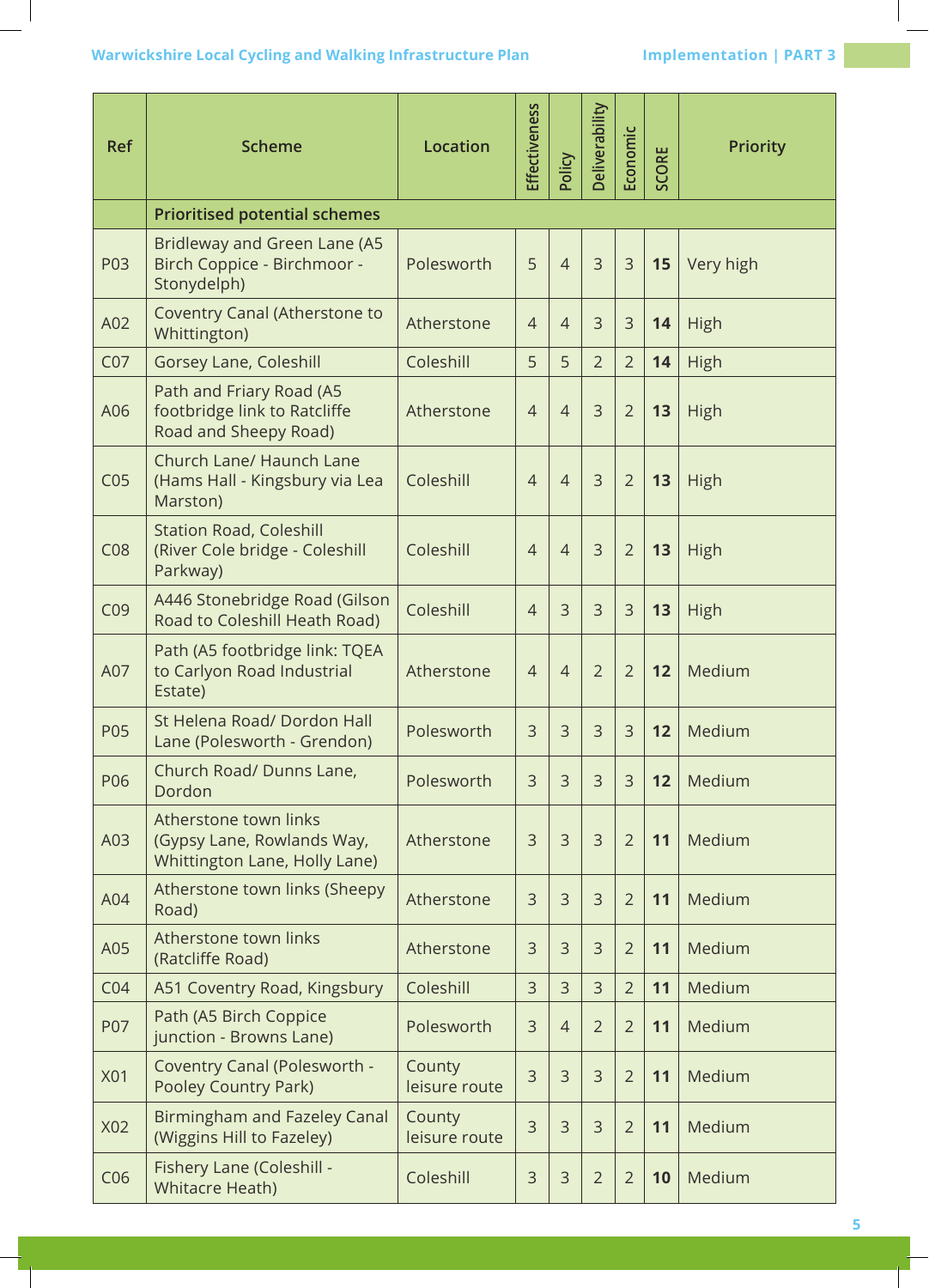| Ref | Scheme | Location | Effectiveness | Policy | Deliverability | Economic | SCORE | Priority |
|---|---|---|---|---|---|---|---|---|
| | **Prioritised potential schemes** | | | | | | | |
| P03 | Bridleway and Green Lane (A5 Birch Coppice - Birchmoor - Stonydelph) | Polesworth | 5 | 4 | 3 | 3 | **15** | Very high |
| A02 | Coventry Canal (Atherstone to Whittington) | Atherstone | 4 | 4 | 3 | 3 | **14** | High |
| C07 | Gorsey Lane, Coleshill | Coleshill | 5 | 5 | 2 | 2 | **14** | High |
| A06 | Path and Friary Road (A5 footbridge link to Ratcliffe Road and Sheepy Road) | Atherstone | 4 | 4 | 3 | 2 | **13** | High |
| C05 | Church Lane/ Haunch Lane (Hams Hall - Kingsbury via Lea Marston) | Coleshill | 4 | 4 | 3 | 2 | **13** | High |
| C08 | Station Road, Coleshill (River Cole bridge - Coleshill Parkway) | Coleshill | 4 | 4 | 3 | 2 | **13** | High |
| C09 | A446 Stonebridge Road (Gilson Road to Coleshill Heath Road) | Coleshill | 4 | 3 | 3 | 3 | **13** | High |
| A07 | Path (A5 footbridge link: TQEA to Carlyon Road Industrial Estate) | Atherstone | 4 | 4 | 2 | 2 | **12** | Medium |
| P05 | St Helena Road/ Dordon Hall Lane (Polesworth - Grendon) | Polesworth | 3 | 3 | 3 | 3 | **12** | Medium |
| P06 | Church Road/ Dunns Lane, Dordon | Polesworth | 3 | 3 | 3 | 3 | **12** | Medium |
| A03 | Atherstone town links (Gypsy Lane, Rowlands Way, Whittington Lane, Holly Lane) | Atherstone | 3 | 3 | 3 | 2 | **11** | Medium |
| A04 | Atherstone town links (Sheepy Road) | Atherstone | 3 | 3 | 3 | 2 | **11** | Medium |
| A05 | Atherstone town links (Ratcliffe Road) | Atherstone | 3 | 3 | 3 | 2 | **11** | Medium |
| C04 | A51 Coventry Road, Kingsbury | Coleshill | 3 | 3 | 3 | 2 | **11** | Medium |
| P07 | Path (A5 Birch Coppice junction - Browns Lane) | Polesworth | 3 | 4 | 2 | 2 | **11** | Medium |
| X01 | Coventry Canal (Polesworth - Pooley Country Park) | County leisure route | 3 | 3 | 3 | 2 | **11** | Medium |
| X02 | Birmingham and Fazeley Canal (Wiggins Hill to Fazeley) | County leisure route | 3 | 3 | 3 | 2 | **11** | Medium |
| C06 | Fishery Lane (Coleshill - Whitacre Heath) | Coleshill | 3 | 3 | 2 | 2 | **10** | Medium |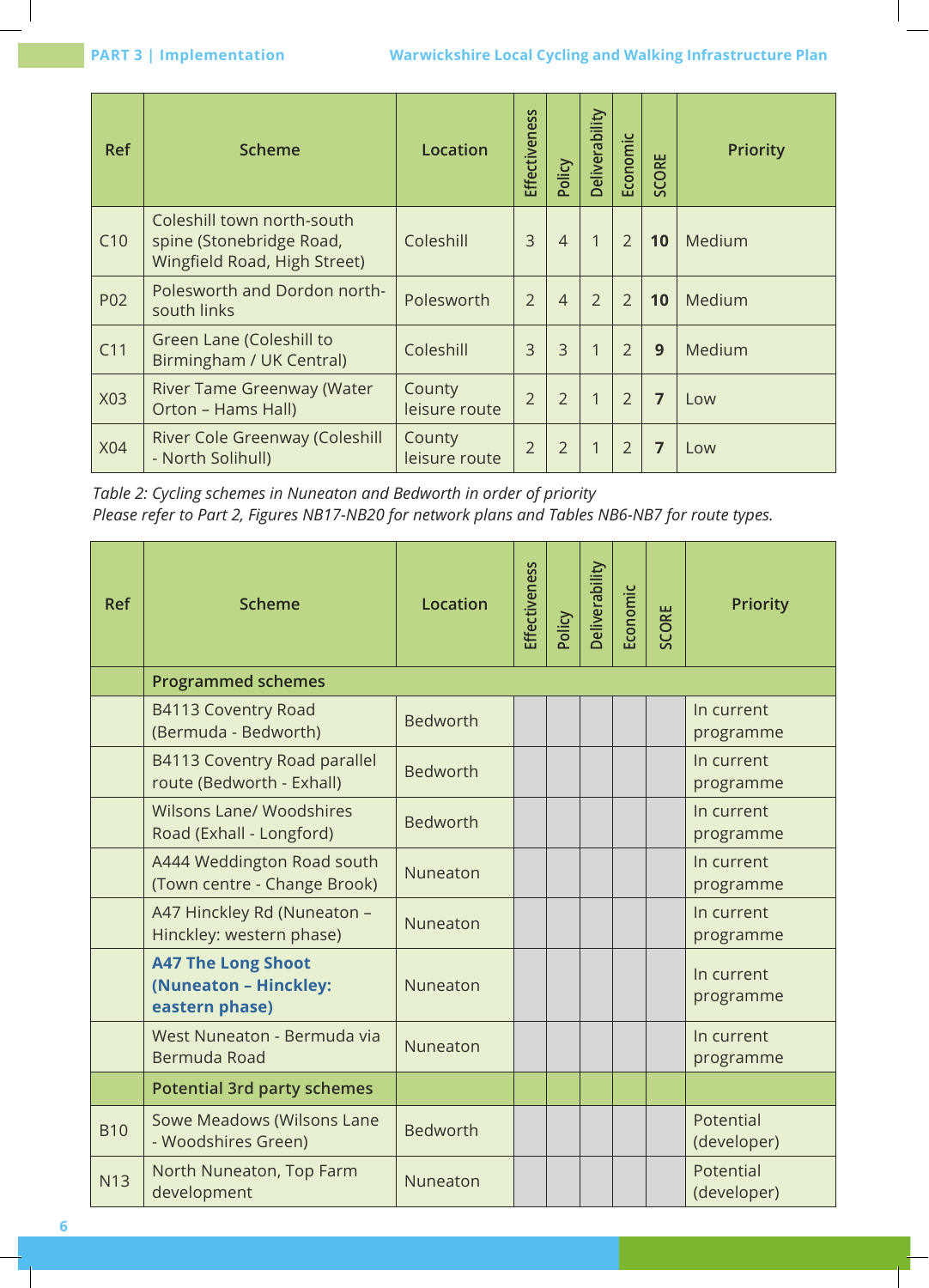| Ref | Scheme | Location | Effectiveness | Policy | Deliverability | Economic | SCORE | Priority |
|---|---|---|---|---|---|---|---|---|
| C10 | Coleshill town north-south spine (Stonebridge Road, Wingfield Road, High Street) | Coleshill | 3 | 4 | 1 | 2 | **10** | Medium |
| P02 | Polesworth and Dordon north-south links | Polesworth | 2 | 4 | 2 | 2 | **10** | Medium |
| C11 | Green Lane (Coleshill to Birmingham / UK Central) | Coleshill | 3 | 3 | 1 | 2 | **9** | Medium |
| X03 | River Tame Greenway (Water Orton – Hams Hall) | County leisure route | 2 | 2 | 1 | 2 | **7** | Low |
| X04 | River Cole Greenway (Coleshill - North Solihull) | County leisure route | 2 | 2 | 1 | 2 | **7** | Low |

*Table 2: Cycling schemes in Nuneaton and Bedworth in order of priority*
*Please refer to Part 2, Figures NB17-NB20 for network plans and Tables NB6-NB7 for route types.*

| Ref | Scheme | Location | Effectiveness | Policy | Deliverability | Economic | SCORE | Priority |
|---|---|---|---|---|---|---|---|---|
| | **Programmed schemes** | | | | | | | |
| | B4113 Coventry Road (Bermuda - Bedworth) | Bedworth | | | | | | In current programme |
| | B4113 Coventry Road parallel route (Bedworth - Exhall) | Bedworth | | | | | | In current programme |
| | Wilsons Lane/ Woodshires Road (Exhall - Longford) | Bedworth | | | | | | In current programme |
| | A444 Weddington Road south (Town centre - Change Brook) | Nuneaton | | | | | | In current programme |
| | A47 Hinckley Rd (Nuneaton – Hinckley: western phase) | Nuneaton | | | | | | In current programme |
| | **A47 The Long Shoot (Nuneaton – Hinckley: eastern phase)** | Nuneaton | | | | | | In current programme |
| | West Nuneaton - Bermuda via Bermuda Road | Nuneaton | | | | | | In current programme |
| | **Potential 3rd party schemes** | | | | | | | |
| B10 | Sowe Meadows (Wilsons Lane - Woodshires Green) | Bedworth | | | | | | Potential (developer) |
| N13 | North Nuneaton, Top Farm development | Nuneaton | | | | | | Potential (developer) |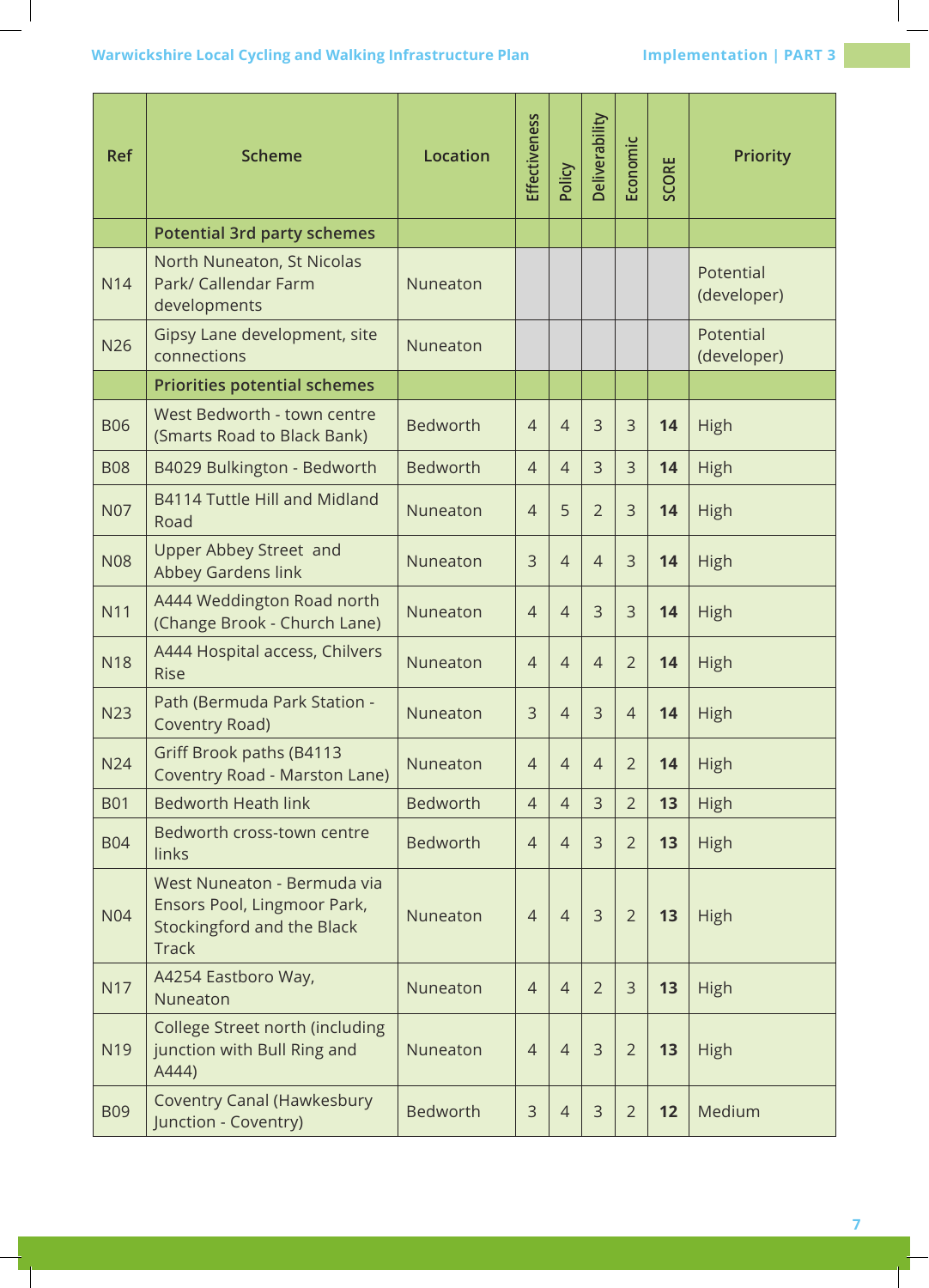| Ref | Scheme | Location | Effectiveness | Policy | Deliverability | Economic | SCORE | Priority |
|---|---|---|---|---|---|---|---|---|
| | **Potential 3rd party schemes** | | | | | | | |
| N14 | North Nuneaton, St Nicolas Park/ Callendar Farm developments | Nuneaton | | | | | | Potential (developer) |
| N26 | Gipsy Lane development, site connections | Nuneaton | | | | | | Potential (developer) |
| | **Priorities potential schemes** | | | | | | | |
| B06 | West Bedworth - town centre (Smarts Road to Black Bank) | Bedworth | 4 | 4 | 3 | 3 | **14** | High |
| B08 | B4029 Bulkington - Bedworth | Bedworth | 4 | 4 | 3 | 3 | **14** | High |
| N07 | B4114 Tuttle Hill and Midland Road | Nuneaton | 4 | 5 | 2 | 3 | **14** | High |
| N08 | Upper Abbey Street and Abbey Gardens link | Nuneaton | 3 | 4 | 4 | 3 | **14** | High |
| N11 | A444 Weddington Road north (Change Brook - Church Lane) | Nuneaton | 4 | 4 | 3 | 3 | **14** | High |
| N18 | A444 Hospital access, Chilvers Rise | Nuneaton | 4 | 4 | 4 | 2 | **14** | High |
| N23 | Path (Bermuda Park Station - Coventry Road) | Nuneaton | 3 | 4 | 3 | 4 | **14** | High |
| N24 | Griff Brook paths (B4113 Coventry Road - Marston Lane) | Nuneaton | 4 | 4 | 4 | 2 | **14** | High |
| B01 | Bedworth Heath link | Bedworth | 4 | 4 | 3 | 2 | **13** | High |
| B04 | Bedworth cross-town centre links | Bedworth | 4 | 4 | 3 | 2 | **13** | High |
| N04 | West Nuneaton - Bermuda via Ensors Pool, Lingmoor Park, Stockingford and the Black Track | Nuneaton | 4 | 4 | 3 | 2 | **13** | High |
| N17 | A4254 Eastboro Way, Nuneaton | Nuneaton | 4 | 4 | 2 | 3 | **13** | High |
| N19 | College Street north (including junction with Bull Ring and A444) | Nuneaton | 4 | 4 | 3 | 2 | **13** | High |
| B09 | Coventry Canal (Hawkesbury Junction - Coventry) | Bedworth | 3 | 4 | 3 | 2 | **12** | Medium |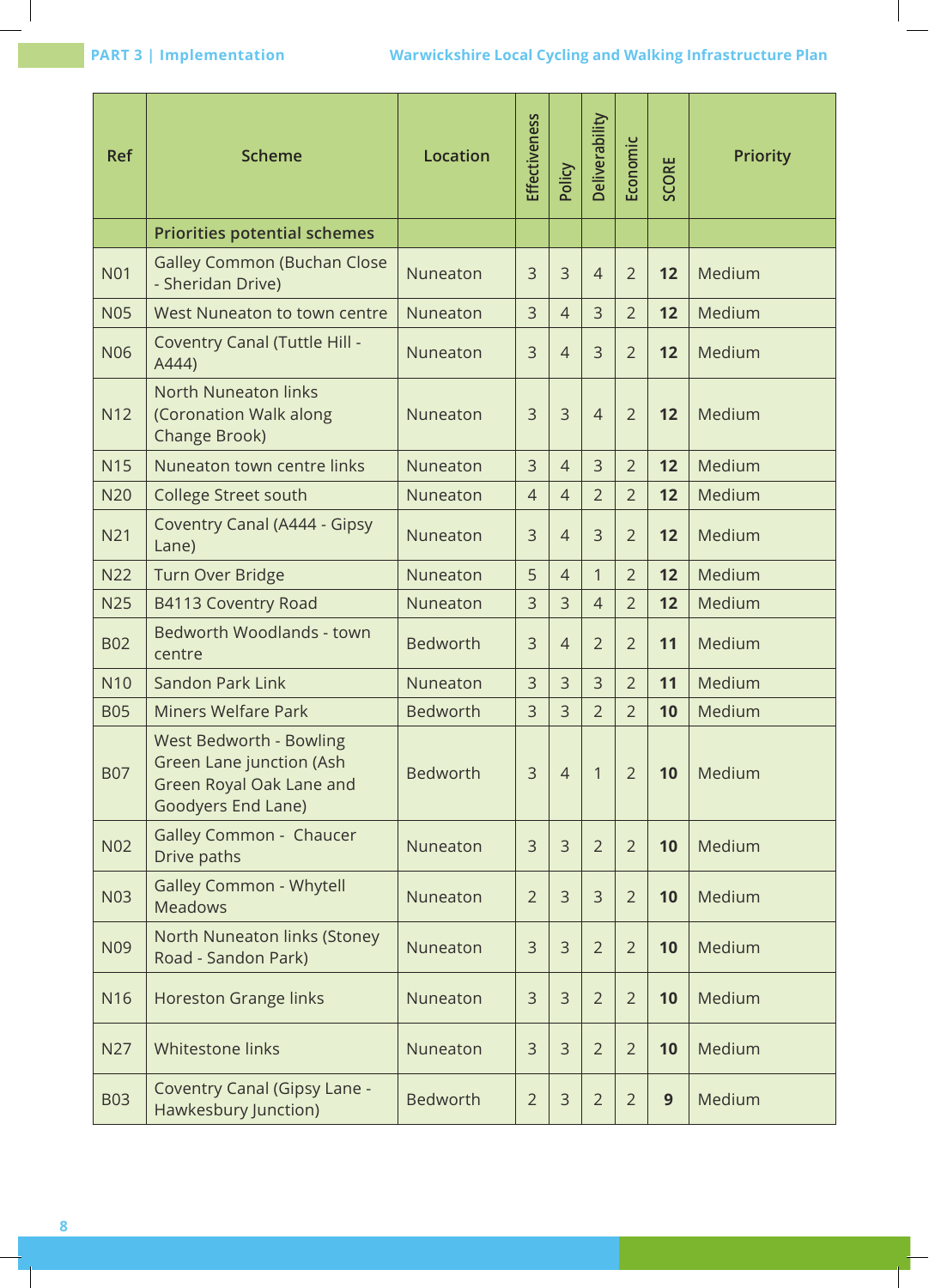| Ref | Scheme | Location | Effectiveness | Policy | Deliverability | Economic | SCORE | Priority |
|---|---|---|---|---|---|---|---|---|
| | **Priorities potential schemes** | | | | | | | |
| N01 | Galley Common (Buchan Close - Sheridan Drive) | Nuneaton | 3 | 3 | 4 | 2 | **12** | Medium |
| N05 | West Nuneaton to town centre | Nuneaton | 3 | 4 | 3 | 2 | **12** | Medium |
| N06 | Coventry Canal (Tuttle Hill - A444) | Nuneaton | 3 | 4 | 3 | 2 | **12** | Medium |
| N12 | North Nuneaton links (Coronation Walk along Change Brook) | Nuneaton | 3 | 3 | 4 | 2 | **12** | Medium |
| N15 | Nuneaton town centre links | Nuneaton | 3 | 4 | 3 | 2 | **12** | Medium |
| N20 | College Street south | Nuneaton | 4 | 4 | 2 | 2 | **12** | Medium |
| N21 | Coventry Canal (A444 - Gipsy Lane) | Nuneaton | 3 | 4 | 3 | 2 | **12** | Medium |
| N22 | Turn Over Bridge | Nuneaton | 5 | 4 | 1 | 2 | **12** | Medium |
| N25 | B4113 Coventry Road | Nuneaton | 3 | 3 | 4 | 2 | **12** | Medium |
| B02 | Bedworth Woodlands - town centre | Bedworth | 3 | 4 | 2 | 2 | **11** | Medium |
| N10 | Sandon Park Link | Nuneaton | 3 | 3 | 3 | 2 | **11** | Medium |
| B05 | Miners Welfare Park | Bedworth | 3 | 3 | 2 | 2 | **10** | Medium |
| B07 | West Bedworth - Bowling Green Lane junction (Ash Green Royal Oak Lane and Goodyers End Lane) | Bedworth | 3 | 4 | 1 | 2 | **10** | Medium |
| N02 | Galley Common - Chaucer Drive paths | Nuneaton | 3 | 3 | 2 | 2 | **10** | Medium |
| N03 | Galley Common - Whytell Meadows | Nuneaton | 2 | 3 | 3 | 2 | **10** | Medium |
| N09 | North Nuneaton links (Stoney Road - Sandon Park) | Nuneaton | 3 | 3 | 2 | 2 | **10** | Medium |
| N16 | Horeston Grange links | Nuneaton | 3 | 3 | 2 | 2 | **10** | Medium |
| N27 | Whitestone links | Nuneaton | 3 | 3 | 2 | 2 | **10** | Medium |
| B03 | Coventry Canal (Gipsy Lane - Hawkesbury Junction) | Bedworth | 2 | 3 | 2 | 2 | **9** | Medium |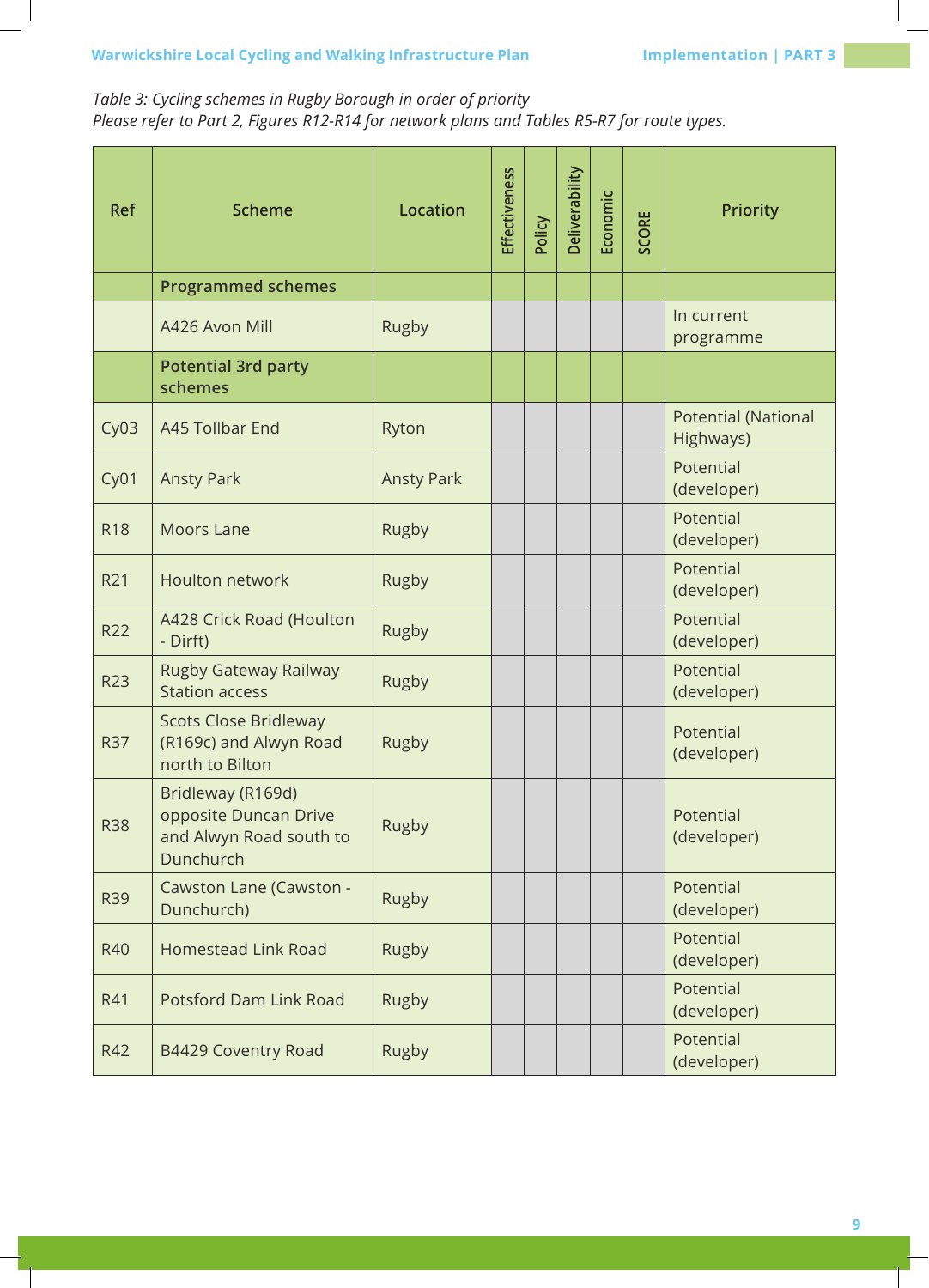*Table 3: Cycling schemes in Rugby Borough in order of priority*
*Please refer to Part 2, Figures R12-R14 for network plans and Tables R5-R7 for route types.*

| Ref | Scheme | Location | Effectiveness | Policy | Deliverability | Economic | SCORE | Priority |
|---|---|---|---|---|---|---|---|---|
| | **Programmed schemes** | | | | | | | |
| | A426 Avon Mill | Rugby | | | | | | In current programme |
| | **Potential 3rd party schemes** | | | | | | | |
| Cy03 | A45 Tollbar End | Ryton | | | | | | Potential (National Highways) |
| Cy01 | Ansty Park | Ansty Park | | | | | | Potential (developer) |
| R18 | Moors Lane | Rugby | | | | | | Potential (developer) |
| R21 | Houlton network | Rugby | | | | | | Potential (developer) |
| R22 | A428 Crick Road (Houlton - Dirft) | Rugby | | | | | | Potential (developer) |
| R23 | Rugby Gateway Railway Station access | Rugby | | | | | | Potential (developer) |
| R37 | Scots Close Bridleway (R169c) and Alwyn Road north to Bilton | Rugby | | | | | | Potential (developer) |
| R38 | Bridleway (R169d) opposite Duncan Drive and Alwyn Road south to Dunchurch | Rugby | | | | | | Potential (developer) |
| R39 | Cawston Lane (Cawston - Dunchurch) | Rugby | | | | | | Potential (developer) |
| R40 | Homestead Link Road | Rugby | | | | | | Potential (developer) |
| R41 | Potsford Dam Link Road | Rugby | | | | | | Potential (developer) |
| R42 | B4429 Coventry Road | Rugby | | | | | | Potential (developer) |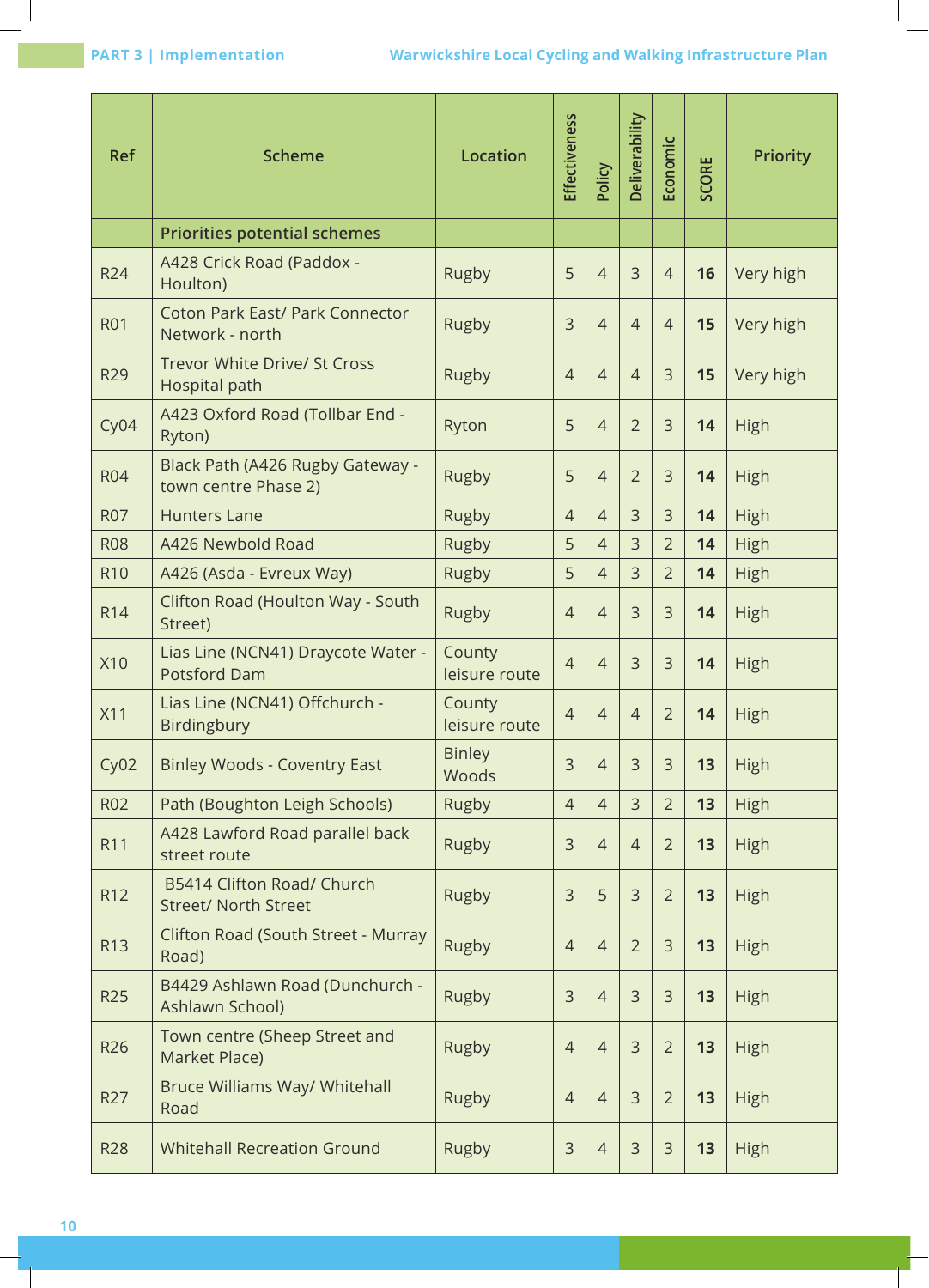| Ref | Scheme | Location | Effectiveness | Policy | Deliverability | Economic | SCORE | Priority |
|---|---|---|---|---|---|---|---|---|
| | **Priorities potential schemes** | | | | | | | |
| R24 | A428 Crick Road (Paddox - Houlton) | Rugby | 5 | 4 | 3 | 4 | **16** | Very high |
| R01 | Coton Park East/ Park Connector Network - north | Rugby | 3 | 4 | 4 | 4 | **15** | Very high |
| R29 | Trevor White Drive/ St Cross Hospital path | Rugby | 4 | 4 | 4 | 3 | **15** | Very high |
| Cy04 | A423 Oxford Road (Tollbar End - Ryton) | Ryton | 5 | 4 | 2 | 3 | **14** | High |
| R04 | Black Path (A426 Rugby Gateway - town centre Phase 2) | Rugby | 5 | 4 | 2 | 3 | **14** | High |
| R07 | Hunters Lane | Rugby | 4 | 4 | 3 | 3 | **14** | High |
| R08 | A426 Newbold Road | Rugby | 5 | 4 | 3 | 2 | **14** | High |
| R10 | A426 (Asda - Evreux Way) | Rugby | 5 | 4 | 3 | 2 | **14** | High |
| R14 | Clifton Road (Houlton Way - South Street) | Rugby | 4 | 4 | 3 | 3 | **14** | High |
| X10 | Lias Line (NCN41) Draycote Water - Potsford Dam | County leisure route | 4 | 4 | 3 | 3 | **14** | High |
| X11 | Lias Line (NCN41) Offchurch - Birdingbury | County leisure route | 4 | 4 | 4 | 2 | **14** | High |
| Cy02 | Binley Woods - Coventry East | Binley Woods | 3 | 4 | 3 | 3 | **13** | High |
| R02 | Path (Boughton Leigh Schools) | Rugby | 4 | 4 | 3 | 2 | **13** | High |
| R11 | A428 Lawford Road parallel back street route | Rugby | 3 | 4 | 4 | 2 | **13** | High |
| R12 | B5414 Clifton Road/ Church Street/ North Street | Rugby | 3 | 5 | 3 | 2 | **13** | High |
| R13 | Clifton Road (South Street - Murray Road) | Rugby | 4 | 4 | 2 | 3 | **13** | High |
| R25 | B4429 Ashlawn Road (Dunchurch - Ashlawn School) | Rugby | 3 | 4 | 3 | 3 | **13** | High |
| R26 | Town centre (Sheep Street and Market Place) | Rugby | 4 | 4 | 3 | 2 | **13** | High |
| R27 | Bruce Williams Way/ Whitehall Road | Rugby | 4 | 4 | 3 | 2 | **13** | High |
| R28 | Whitehall Recreation Ground | Rugby | 3 | 4 | 3 | 3 | **13** | High |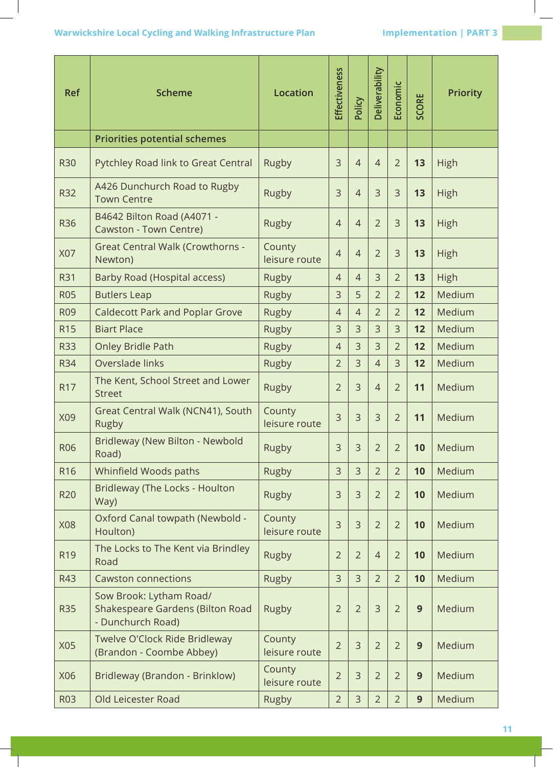| Ref | Scheme | Location | Effectiveness | Policy | Deliverability | Economic | SCORE | Priority |
|---|---|---|---|---|---|---|---|---|
| | **Priorities potential schemes** | | | | | | | |
| R30 | Pytchley Road link to Great Central | Rugby | 3 | 4 | 4 | 2 | **13** | High |
| R32 | A426 Dunchurch Road to Rugby Town Centre | Rugby | 3 | 4 | 3 | 3 | **13** | High |
| R36 | B4642 Bilton Road (A4071 - Cawston - Town Centre) | Rugby | 4 | 4 | 2 | 3 | **13** | High |
| X07 | Great Central Walk (Crowthorns - Newton) | County leisure route | 4 | 4 | 2 | 3 | **13** | High |
| R31 | Barby Road (Hospital access) | Rugby | 4 | 4 | 3 | 2 | **13** | High |
| R05 | Butlers Leap | Rugby | 3 | 5 | 2 | 2 | **12** | Medium |
| R09 | Caldecott Park and Poplar Grove | Rugby | 4 | 4 | 2 | 2 | **12** | Medium |
| R15 | Biart Place | Rugby | 3 | 3 | 3 | 3 | **12** | Medium |
| R33 | Onley Bridle Path | Rugby | 4 | 3 | 3 | 2 | **12** | Medium |
| R34 | Overslade links | Rugby | 2 | 3 | 4 | 3 | **12** | Medium |
| R17 | The Kent, School Street and Lower Street | Rugby | 2 | 3 | 4 | 2 | **11** | Medium |
| X09 | Great Central Walk (NCN41), South Rugby | County leisure route | 3 | 3 | 3 | 2 | **11** | Medium |
| R06 | Bridleway (New Bilton - Newbold Road) | Rugby | 3 | 3 | 2 | 2 | **10** | Medium |
| R16 | Whinfield Woods paths | Rugby | 3 | 3 | 2 | 2 | **10** | Medium |
| R20 | Bridleway (The Locks - Houlton Way) | Rugby | 3 | 3 | 2 | 2 | **10** | Medium |
| X08 | Oxford Canal towpath (Newbold - Houlton) | County leisure route | 3 | 3 | 2 | 2 | **10** | Medium |
| R19 | The Locks to The Kent via Brindley Road | Rugby | 2 | 2 | 4 | 2 | **10** | Medium |
| R43 | Cawston connections | Rugby | 3 | 3 | 2 | 2 | **10** | Medium |
| R35 | Sow Brook: Lytham Road/ Shakespeare Gardens (Bilton Road - Dunchurch Road) | Rugby | 2 | 2 | 3 | 2 | **9** | Medium |
| X05 | Twelve O'Clock Ride Bridleway (Brandon - Coombe Abbey) | County leisure route | 2 | 3 | 2 | 2 | **9** | Medium |
| X06 | Bridleway (Brandon - Brinklow) | County leisure route | 2 | 3 | 2 | 2 | **9** | Medium |
| R03 | Old Leicester Road | Rugby | 2 | 3 | 2 | 2 | **9** | Medium |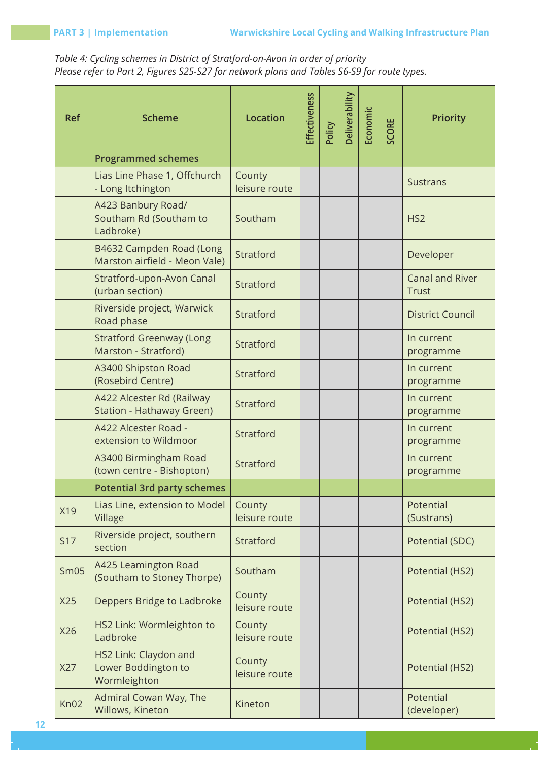*Table 4: Cycling schemes in District of Stratford-on-Avon in order of priority*
*Please refer to Part 2, Figures S25-S27 for network plans and Tables S6-S9 for route types.*

| Ref | Scheme | Location | Effectiveness | Policy | Deliverability | Economic | SCORE | Priority |
|---|---|---|---|---|---|---|---|---|
| | **Programmed schemes** | | | | | | | |
| | Lias Line Phase 1, Offchurch - Long Itchington | County leisure route | | | | | | Sustrans |
| | A423 Banbury Road/ Southam Rd (Southam to Ladbroke) | Southam | | | | | | HS2 |
| | B4632 Campden Road (Long Marston airfield - Meon Vale) | Stratford | | | | | | Developer |
| | Stratford-upon-Avon Canal (urban section) | Stratford | | | | | | Canal and River Trust |
| | Riverside project, Warwick Road phase | Stratford | | | | | | District Council |
| | Stratford Greenway (Long Marston - Stratford) | Stratford | | | | | | In current programme |
| | A3400 Shipston Road (Rosebird Centre) | Stratford | | | | | | In current programme |
| | A422 Alcester Rd (Railway Station - Hathaway Green) | Stratford | | | | | | In current programme |
| | A422 Alcester Road - extension to Wildmoor | Stratford | | | | | | In current programme |
| | A3400 Birmingham Road (town centre - Bishopton) | Stratford | | | | | | In current programme |
| | **Potential 3rd party schemes** | | | | | | | |
| X19 | Lias Line, extension to Model Village | County leisure route | | | | | | Potential (Sustrans) |
| S17 | Riverside project, southern section | Stratford | | | | | | Potential (SDC) |
| Sm05 | A425 Leamington Road (Southam to Stoney Thorpe) | Southam | | | | | | Potential (HS2) |
| X25 | Deppers Bridge to Ladbroke | County leisure route | | | | | | Potential (HS2) |
| X26 | HS2 Link: Wormleighton to Ladbroke | County leisure route | | | | | | Potential (HS2) |
| X27 | HS2 Link: Claydon and Lower Boddington to Wormleighton | County leisure route | | | | | | Potential (HS2) |
| Kn02 | Admiral Cowan Way, The Willows, Kineton | Kineton | | | | | | Potential (developer) |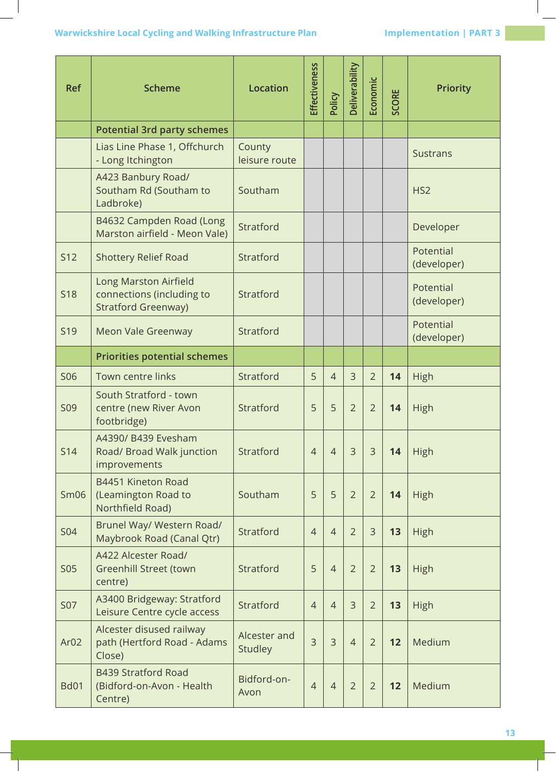| Ref | Scheme | Location | Effectiveness | Policy | Deliverability | Economic | SCORE | Priority |
|---|---|---|---|---|---|---|---|---|
| | **Potential 3rd party schemes** | | | | | | | |
| | Lias Line Phase 1, Offchurch - Long Itchington | County leisure route | | | | | | Sustrans |
| | A423 Banbury Road/ Southam Rd (Southam to Ladbroke) | Southam | | | | | | HS2 |
| | B4632 Campden Road (Long Marston airfield - Meon Vale) | Stratford | | | | | | Developer |
| S12 | Shottery Relief Road | Stratford | | | | | | Potential (developer) |
| S18 | Long Marston Airfield connections (including to Stratford Greenway) | Stratford | | | | | | Potential (developer) |
| S19 | Meon Vale Greenway | Stratford | | | | | | Potential (developer) |
| | **Priorities potential schemes** | | | | | | | |
| S06 | Town centre links | Stratford | 5 | 4 | 3 | 2 | **14** | High |
| S09 | South Stratford - town centre (new River Avon footbridge) | Stratford | 5 | 5 | 2 | 2 | **14** | High |
| S14 | A4390/ B439 Evesham Road/ Broad Walk junction improvements | Stratford | 4 | 4 | 3 | 3 | **14** | High |
| Sm06 | B4451 Kineton Road (Leamington Road to Northfield Road) | Southam | 5 | 5 | 2 | 2 | **14** | High |
| S04 | Brunel Way/ Western Road/ Maybrook Road (Canal Qtr) | Stratford | 4 | 4 | 2 | 3 | **13** | High |
| S05 | A422 Alcester Road/ Greenhill Street (town centre) | Stratford | 5 | 4 | 2 | 2 | **13** | High |
| S07 | A3400 Bridgeway: Stratford Leisure Centre cycle access | Stratford | 4 | 4 | 3 | 2 | **13** | High |
| Ar02 | Alcester disused railway path (Hertford Road - Adams Close) | Alcester and Studley | 3 | 3 | 4 | 2 | **12** | Medium |
| Bd01 | B439 Stratford Road (Bidford-on-Avon - Health Centre) | Bidford-on-Avon | 4 | 4 | 2 | 2 | **12** | Medium |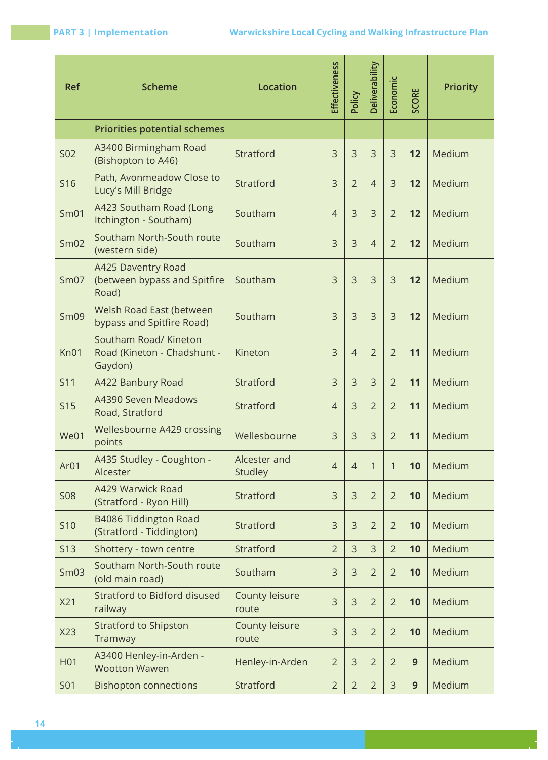| Ref | Scheme | Location | Effectiveness | Policy | Deliverability | Economic | SCORE | Priority |
|---|---|---|---|---|---|---|---|---|
| | **Priorities potential schemes** | | | | | | | |
| S02 | A3400 Birmingham Road (Bishopton to A46) | Stratford | 3 | 3 | 3 | 3 | **12** | Medium |
| S16 | Path, Avonmeadow Close to Lucy's Mill Bridge | Stratford | 3 | 2 | 4 | 3 | **12** | Medium |
| Sm01 | A423 Southam Road (Long Itchington - Southam) | Southam | 4 | 3 | 3 | 2 | **12** | Medium |
| Sm02 | Southam North-South route (western side) | Southam | 3 | 3 | 4 | 2 | **12** | Medium |
| Sm07 | A425 Daventry Road (between bypass and Spitfire Road) | Southam | 3 | 3 | 3 | 3 | **12** | Medium |
| Sm09 | Welsh Road East (between bypass and Spitfire Road) | Southam | 3 | 3 | 3 | 3 | **12** | Medium |
| Kn01 | Southam Road/ Kineton Road (Kineton - Chadshunt - Gaydon) | Kineton | 3 | 4 | 2 | 2 | **11** | Medium |
| S11 | A422 Banbury Road | Stratford | 3 | 3 | 3 | 2 | **11** | Medium |
| S15 | A4390 Seven Meadows Road, Stratford | Stratford | 4 | 3 | 2 | 2 | **11** | Medium |
| We01 | Wellesbourne A429 crossing points | Wellesbourne | 3 | 3 | 3 | 2 | **11** | Medium |
| Ar01 | A435 Studley - Coughton - Alcester | Alcester and Studley | 4 | 4 | 1 | 1 | **10** | Medium |
| S08 | A429 Warwick Road (Stratford - Ryon Hill) | Stratford | 3 | 3 | 2 | 2 | **10** | Medium |
| S10 | B4086 Tiddington Road (Stratford - Tiddington) | Stratford | 3 | 3 | 2 | 2 | **10** | Medium |
| S13 | Shottery - town centre | Stratford | 2 | 3 | 3 | 2 | **10** | Medium |
| Sm03 | Southam North-South route (old main road) | Southam | 3 | 3 | 2 | 2 | **10** | Medium |
| X21 | Stratford to Bidford disused railway | County leisure route | 3 | 3 | 2 | 2 | **10** | Medium |
| X23 | Stratford to Shipston Tramway | County leisure route | 3 | 3 | 2 | 2 | **10** | Medium |
| H01 | A3400 Henley-in-Arden - Wootton Wawen | Henley-in-Arden | 2 | 3 | 2 | 2 | **9** | Medium |
| S01 | Bishopton connections | Stratford | 2 | 2 | 2 | 3 | **9** | Medium |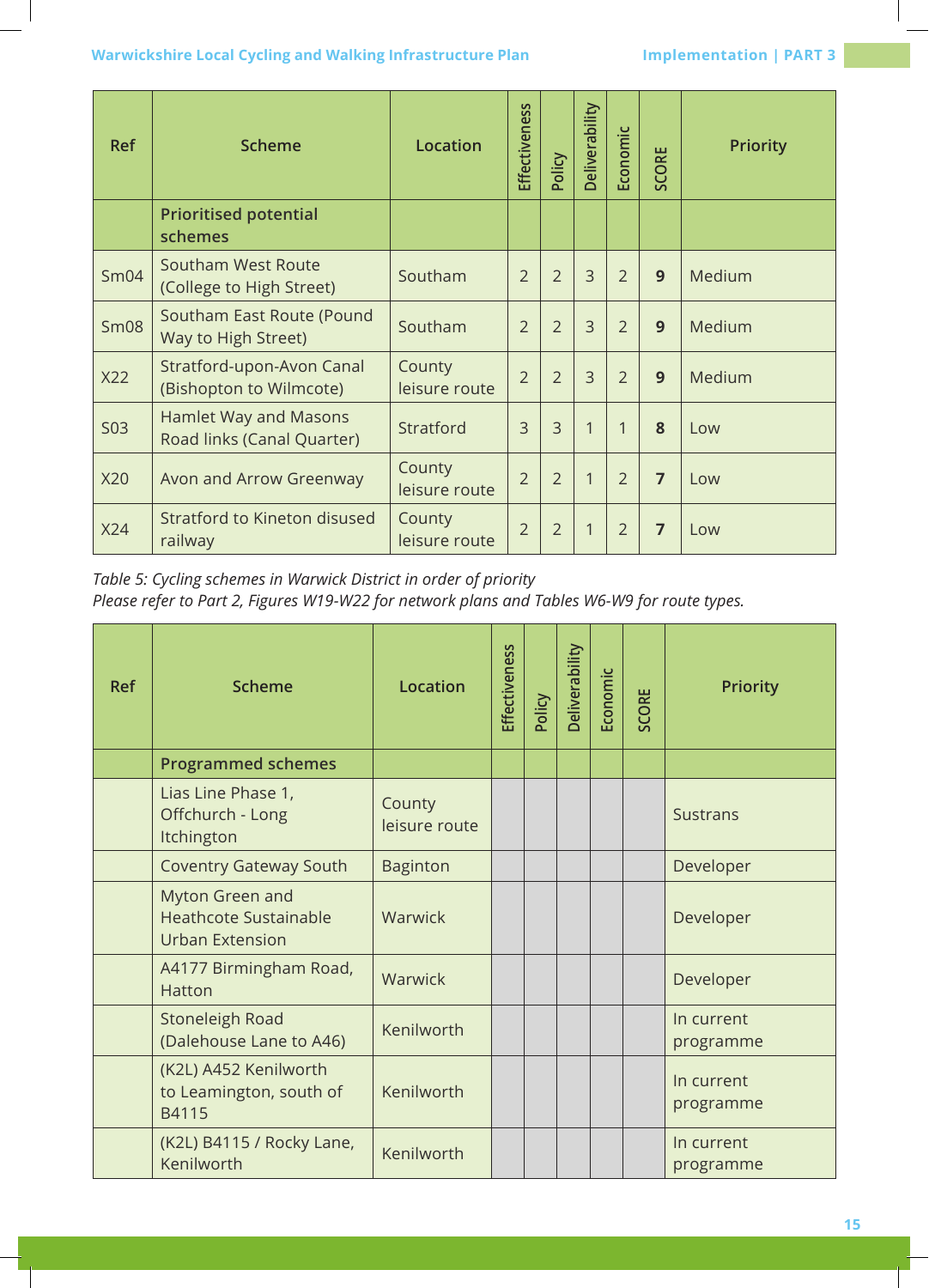| Ref | Scheme | Location | Effectiveness | Policy | Deliverability | Economic | SCORE | Priority |
|---|---|---|---|---|---|---|---|---|
| | **Prioritised potential schemes** | | | | | | | |
| Sm04 | Southam West Route (College to High Street) | Southam | 2 | 2 | 3 | 2 | **9** | Medium |
| Sm08 | Southam East Route (Pound Way to High Street) | Southam | 2 | 2 | 3 | 2 | **9** | Medium |
| X22 | Stratford-upon-Avon Canal (Bishopton to Wilmcote) | County leisure route | 2 | 2 | 3 | 2 | **9** | Medium |
| S03 | Hamlet Way and Masons Road links (Canal Quarter) | Stratford | 3 | 3 | 1 | 1 | **8** | Low |
| X20 | Avon and Arrow Greenway | County leisure route | 2 | 2 | 1 | 2 | **7** | Low |
| X24 | Stratford to Kineton disused railway | County leisure route | 2 | 2 | 1 | 2 | **7** | Low |

*Table 5: Cycling schemes in Warwick District in order of priority*
*Please refer to Part 2, Figures W19-W22 for network plans and Tables W6-W9 for route types.*

| Ref | Scheme | Location | Effectiveness | Policy | Deliverability | Economic | SCORE | Priority |
|---|---|---|---|---|---|---|---|---|
| | **Programmed schemes** | | | | | | | |
| | Lias Line Phase 1, Offchurch - Long Itchington | County leisure route | | | | | | Sustrans |
| | Coventry Gateway South | Baginton | | | | | | Developer |
| | Myton Green and Heathcote Sustainable Urban Extension | Warwick | | | | | | Developer |
| | A4177 Birmingham Road, Hatton | Warwick | | | | | | Developer |
| | Stoneleigh Road (Dalehouse Lane to A46) | Kenilworth | | | | | | In current programme |
| | (K2L) A452 Kenilworth to Leamington, south of B4115 | Kenilworth | | | | | | In current programme |
| | (K2L) B4115 / Rocky Lane, Kenilworth | Kenilworth | | | | | | In current programme |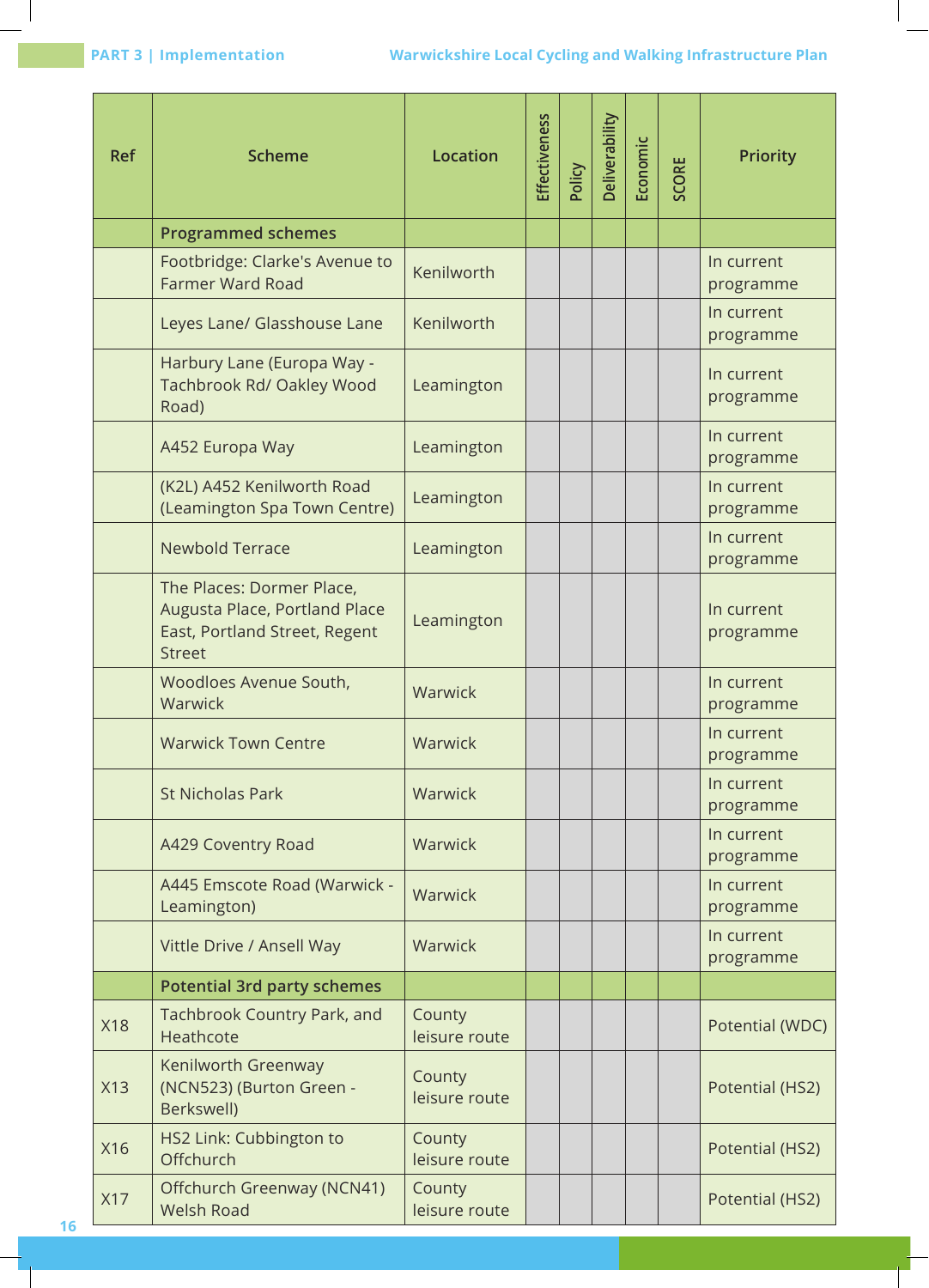| Ref | Scheme | Location | Effectiveness | Policy | Deliverability | Economic | SCORE | Priority |
|---|---|---|---|---|---|---|---|---|
| | **Programmed schemes** | | | | | | | |
| | Footbridge: Clarke's Avenue to Farmer Ward Road | Kenilworth | | | | | | In current programme |
| | Leyes Lane/ Glasshouse Lane | Kenilworth | | | | | | In current programme |
| | Harbury Lane (Europa Way - Tachbrook Rd/ Oakley Wood Road) | Leamington | | | | | | In current programme |
| | A452 Europa Way | Leamington | | | | | | In current programme |
| | (K2L) A452 Kenilworth Road (Leamington Spa Town Centre) | Leamington | | | | | | In current programme |
| | Newbold Terrace | Leamington | | | | | | In current programme |
| | The Places: Dormer Place, Augusta Place, Portland Place East, Portland Street, Regent Street | Leamington | | | | | | In current programme |
| | Woodloes Avenue South, Warwick | Warwick | | | | | | In current programme |
| | Warwick Town Centre | Warwick | | | | | | In current programme |
| | St Nicholas Park | Warwick | | | | | | In current programme |
| | A429 Coventry Road | Warwick | | | | | | In current programme |
| | A445 Emscote Road (Warwick - Leamington) | Warwick | | | | | | In current programme |
| | Vittle Drive / Ansell Way | Warwick | | | | | | In current programme |
| | **Potential 3rd party schemes** | | | | | | | |
| X18 | Tachbrook Country Park, and Heathcote | County leisure route | | | | | | Potential (WDC) |
| X13 | Kenilworth Greenway (NCN523) (Burton Green - Berkswell) | County leisure route | | | | | | Potential (HS2) |
| X16 | HS2 Link: Cubbington to Offchurch | County leisure route | | | | | | Potential (HS2) |
| X17 | Offchurch Greenway (NCN41) Welsh Road | County leisure route | | | | | | Potential (HS2) |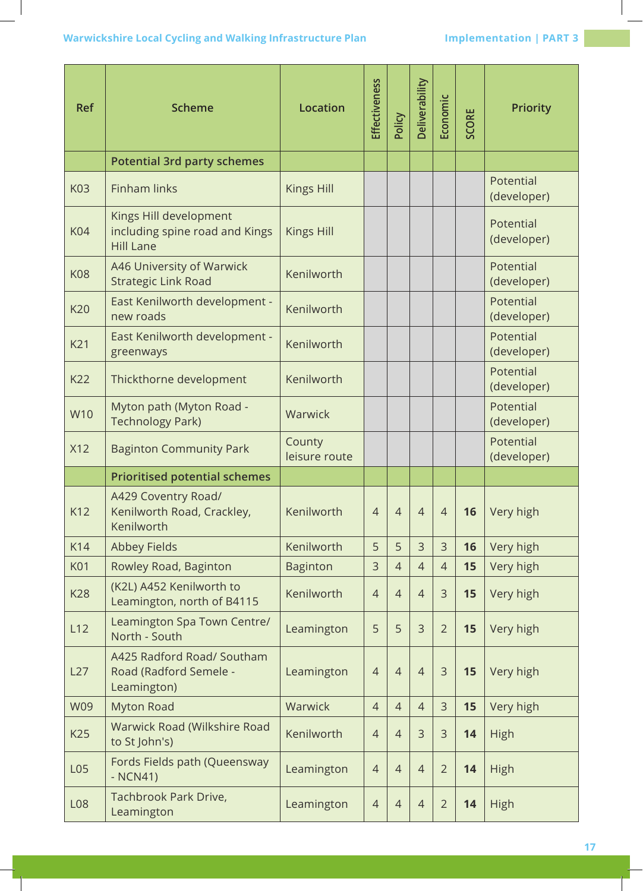| Ref | Scheme | Location | Effectiveness | Policy | Deliverability | Economic | SCORE | Priority |
|---|---|---|---|---|---|---|---|---|
| | **Potential 3rd party schemes** | | | | | | | |
| K03 | Finham links | Kings Hill | | | | | | Potential (developer) |
| K04 | Kings Hill development including spine road and Kings Hill Lane | Kings Hill | | | | | | Potential (developer) |
| K08 | A46 University of Warwick Strategic Link Road | Kenilworth | | | | | | Potential (developer) |
| K20 | East Kenilworth development - new roads | Kenilworth | | | | | | Potential (developer) |
| K21 | East Kenilworth development - greenways | Kenilworth | | | | | | Potential (developer) |
| K22 | Thickthorne development | Kenilworth | | | | | | Potential (developer) |
| W10 | Myton path (Myton Road - Technology Park) | Warwick | | | | | | Potential (developer) |
| X12 | Baginton Community Park | County leisure route | | | | | | Potential (developer) |
| | **Prioritised potential schemes** | | | | | | | |
| K12 | A429 Coventry Road/ Kenilworth Road, Crackley, Kenilworth | Kenilworth | 4 | 4 | 4 | 4 | **16** | Very high |
| K14 | Abbey Fields | Kenilworth | 5 | 5 | 3 | 3 | **16** | Very high |
| K01 | Rowley Road, Baginton | Baginton | 3 | 4 | 4 | 4 | **15** | Very high |
| K28 | (K2L) A452 Kenilworth to Leamington, north of B4115 | Kenilworth | 4 | 4 | 4 | 3 | **15** | Very high |
| L12 | Leamington Spa Town Centre/ North - South | Leamington | 5 | 5 | 3 | 2 | **15** | Very high |
| L27 | A425 Radford Road/ Southam Road (Radford Semele - Leamington) | Leamington | 4 | 4 | 4 | 3 | **15** | Very high |
| W09 | Myton Road | Warwick | 4 | 4 | 4 | 3 | **15** | Very high |
| K25 | Warwick Road (Wilkshire Road to St John's) | Kenilworth | 4 | 4 | 3 | 3 | **14** | High |
| L05 | Fords Fields path (Queensway - NCN41) | Leamington | 4 | 4 | 4 | 2 | **14** | High |
| L08 | Tachbrook Park Drive, Leamington | Leamington | 4 | 4 | 4 | 2 | **14** | High |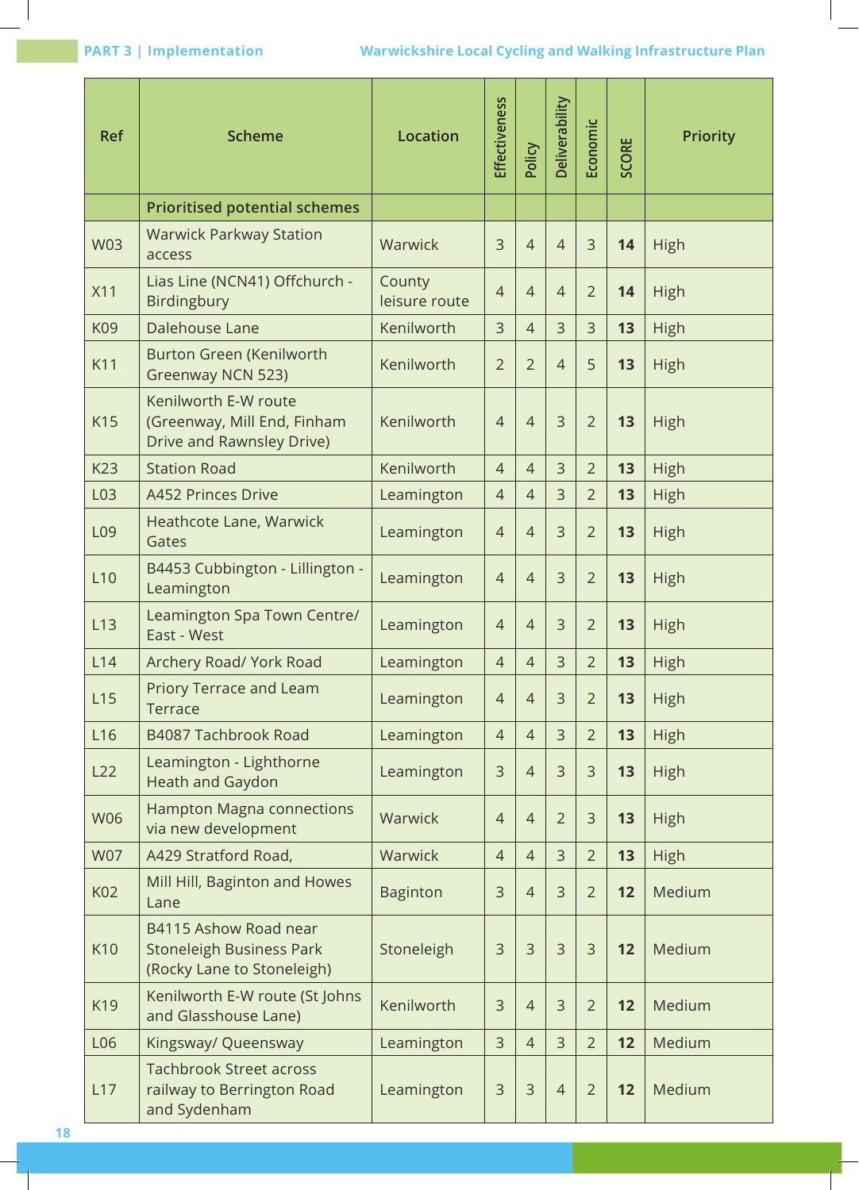| Ref | Scheme | Location | Effectiveness | Policy | Deliverability | Economic | SCORE | Priority |
|---|---|---|---|---|---|---|---|---|
| | **Prioritised potential schemes** | | | | | | | |
| W03 | Warwick Parkway Station access | Warwick | 3 | 4 | 4 | 3 | **14** | High |
| X11 | Lias Line (NCN41) Offchurch - Birdingbury | County leisure route | 4 | 4 | 4 | 2 | **14** | High |
| K09 | Dalehouse Lane | Kenilworth | 3 | 4 | 3 | 3 | **13** | High |
| K11 | Burton Green (Kenilworth Greenway NCN 523) | Kenilworth | 2 | 2 | 4 | 5 | **13** | High |
| K15 | Kenilworth E-W route (Greenway, Mill End, Finham Drive and Rawnsley Drive) | Kenilworth | 4 | 4 | 3 | 2 | **13** | High |
| K23 | Station Road | Kenilworth | 4 | 4 | 3 | 2 | **13** | High |
| L03 | A452 Princes Drive | Leamington | 4 | 4 | 3 | 2 | **13** | High |
| L09 | Heathcote Lane, Warwick Gates | Leamington | 4 | 4 | 3 | 2 | **13** | High |
| L10 | B4453 Cubbington - Lillington - Leamington | Leamington | 4 | 4 | 3 | 2 | **13** | High |
| L13 | Leamington Spa Town Centre/ East - West | Leamington | 4 | 4 | 3 | 2 | **13** | High |
| L14 | Archery Road/ York Road | Leamington | 4 | 4 | 3 | 2 | **13** | High |
| L15 | Priory Terrace and Leam Terrace | Leamington | 4 | 4 | 3 | 2 | **13** | High |
| L16 | B4087 Tachbrook Road | Leamington | 4 | 4 | 3 | 2 | **13** | High |
| L22 | Leamington - Lighthorne Heath and Gaydon | Leamington | 3 | 4 | 3 | 3 | **13** | High |
| W06 | Hampton Magna connections via new development | Warwick | 4 | 4 | 2 | 3 | **13** | High |
| W07 | A429 Stratford Road, | Warwick | 4 | 4 | 3 | 2 | **13** | High |
| K02 | Mill Hill, Baginton and Howes Lane | Baginton | 3 | 4 | 3 | 2 | **12** | Medium |
| K10 | B4115 Ashow Road near Stoneleigh Business Park (Rocky Lane to Stoneleigh) | Stoneleigh | 3 | 3 | 3 | 3 | **12** | Medium |
| K19 | Kenilworth E-W route (St Johns and Glasshouse Lane) | Kenilworth | 3 | 4 | 3 | 2 | **12** | Medium |
| L06 | Kingsway/ Queensway | Leamington | 3 | 4 | 3 | 2 | **12** | Medium |
| L17 | Tachbrook Street across railway to Berrington Road and Sydenham | Leamington | 3 | 3 | 4 | 2 | **12** | Medium |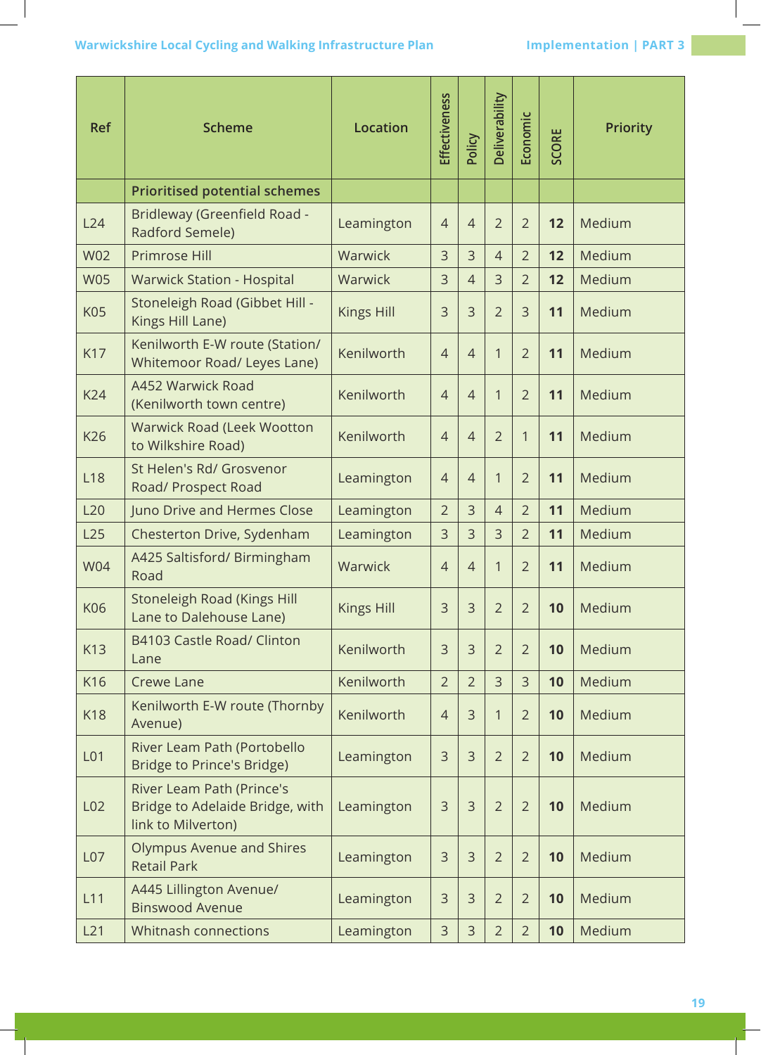| Ref | Scheme | Location | Effectiveness | Policy | Deliverability | Economic | SCORE | Priority |
|---|---|---|---|---|---|---|---|---|
| | **Prioritised potential schemes** | | | | | | | |
| L24 | Bridleway (Greenfield Road - Radford Semele) | Leamington | 4 | 4 | 2 | 2 | **12** | Medium |
| W02 | Primrose Hill | Warwick | 3 | 3 | 4 | 2 | **12** | Medium |
| W05 | Warwick Station - Hospital | Warwick | 3 | 4 | 3 | 2 | **12** | Medium |
| K05 | Stoneleigh Road (Gibbet Hill - Kings Hill Lane) | Kings Hill | 3 | 3 | 2 | 3 | **11** | Medium |
| K17 | Kenilworth E-W route (Station/ Whitemoor Road/ Leyes Lane) | Kenilworth | 4 | 4 | 1 | 2 | **11** | Medium |
| K24 | A452 Warwick Road (Kenilworth town centre) | Kenilworth | 4 | 4 | 1 | 2 | **11** | Medium |
| K26 | Warwick Road (Leek Wootton to Wilkshire Road) | Kenilworth | 4 | 4 | 2 | 1 | **11** | Medium |
| L18 | St Helen's Rd/ Grosvenor Road/ Prospect Road | Leamington | 4 | 4 | 1 | 2 | **11** | Medium |
| L20 | Juno Drive and Hermes Close | Leamington | 2 | 3 | 4 | 2 | **11** | Medium |
| L25 | Chesterton Drive, Sydenham | Leamington | 3 | 3 | 3 | 2 | **11** | Medium |
| W04 | A425 Saltisford/ Birmingham Road | Warwick | 4 | 4 | 1 | 2 | **11** | Medium |
| K06 | Stoneleigh Road (Kings Hill Lane to Dalehouse Lane) | Kings Hill | 3 | 3 | 2 | 2 | **10** | Medium |
| K13 | B4103 Castle Road/ Clinton Lane | Kenilworth | 3 | 3 | 2 | 2 | **10** | Medium |
| K16 | Crewe Lane | Kenilworth | 2 | 2 | 3 | 3 | **10** | Medium |
| K18 | Kenilworth E-W route (Thornby Avenue) | Kenilworth | 4 | 3 | 1 | 2 | **10** | Medium |
| L01 | River Leam Path (Portobello Bridge to Prince's Bridge) | Leamington | 3 | 3 | 2 | 2 | **10** | Medium |
| L02 | River Leam Path (Prince's Bridge to Adelaide Bridge, with link to Milverton) | Leamington | 3 | 3 | 2 | 2 | **10** | Medium |
| L07 | Olympus Avenue and Shires Retail Park | Leamington | 3 | 3 | 2 | 2 | **10** | Medium |
| L11 | A445 Lillington Avenue/ Binswood Avenue | Leamington | 3 | 3 | 2 | 2 | **10** | Medium |
| L21 | Whitnash connections | Leamington | 3 | 3 | 2 | 2 | **10** | Medium |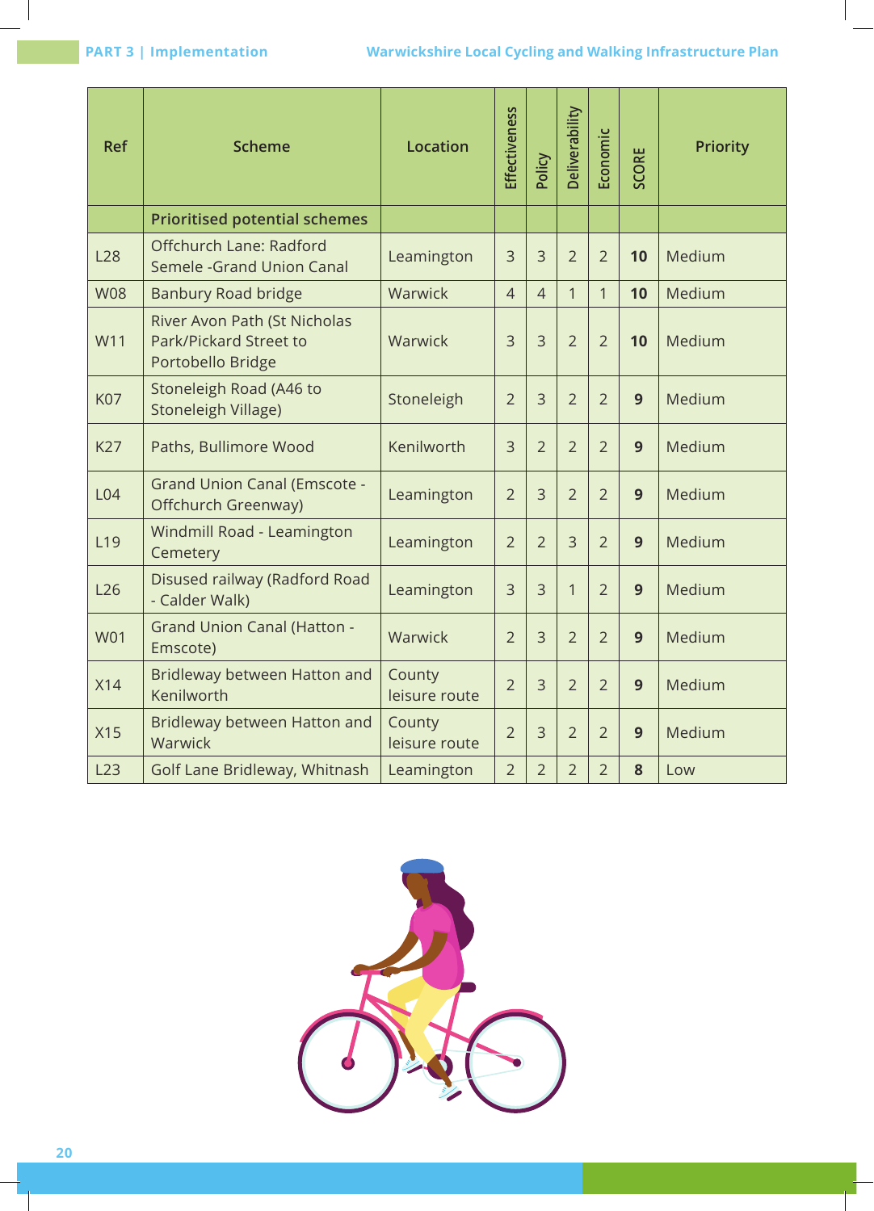| Ref | Scheme | Location | Effectiveness | Policy | Deliverability | Economic | SCORE | Priority |
|---|---|---|---|---|---|---|---|---|
| | **Prioritised potential schemes** | | | | | | | |
| L28 | Offchurch Lane: Radford Semele -Grand Union Canal | Leamington | 3 | 3 | 2 | 2 | **10** | Medium |
| W08 | Banbury Road bridge | Warwick | 4 | 4 | 1 | 1 | **10** | Medium |
| W11 | River Avon Path (St Nicholas Park/Pickard Street to Portobello Bridge | Warwick | 3 | 3 | 2 | 2 | **10** | Medium |
| K07 | Stoneleigh Road (A46 to Stoneleigh Village) | Stoneleigh | 2 | 3 | 2 | 2 | **9** | Medium |
| K27 | Paths, Bullimore Wood | Kenilworth | 3 | 2 | 2 | 2 | **9** | Medium |
| L04 | Grand Union Canal (Emscote - Offchurch Greenway) | Leamington | 2 | 3 | 2 | 2 | **9** | Medium |
| L19 | Windmill Road - Leamington Cemetery | Leamington | 2 | 2 | 3 | 2 | **9** | Medium |
| L26 | Disused railway (Radford Road - Calder Walk) | Leamington | 3 | 3 | 1 | 2 | **9** | Medium |
| W01 | Grand Union Canal (Hatton - Emscote) | Warwick | 2 | 3 | 2 | 2 | **9** | Medium |
| X14 | Bridleway between Hatton and Kenilworth | County leisure route | 2 | 3 | 2 | 2 | **9** | Medium |
| X15 | Bridleway between Hatton and Warwick | County leisure route | 2 | 3 | 2 | 2 | **9** | Medium |
| L23 | Golf Lane Bridleway, Whitnash | Leamington | 2 | 2 | 2 | 2 | **8** | Low |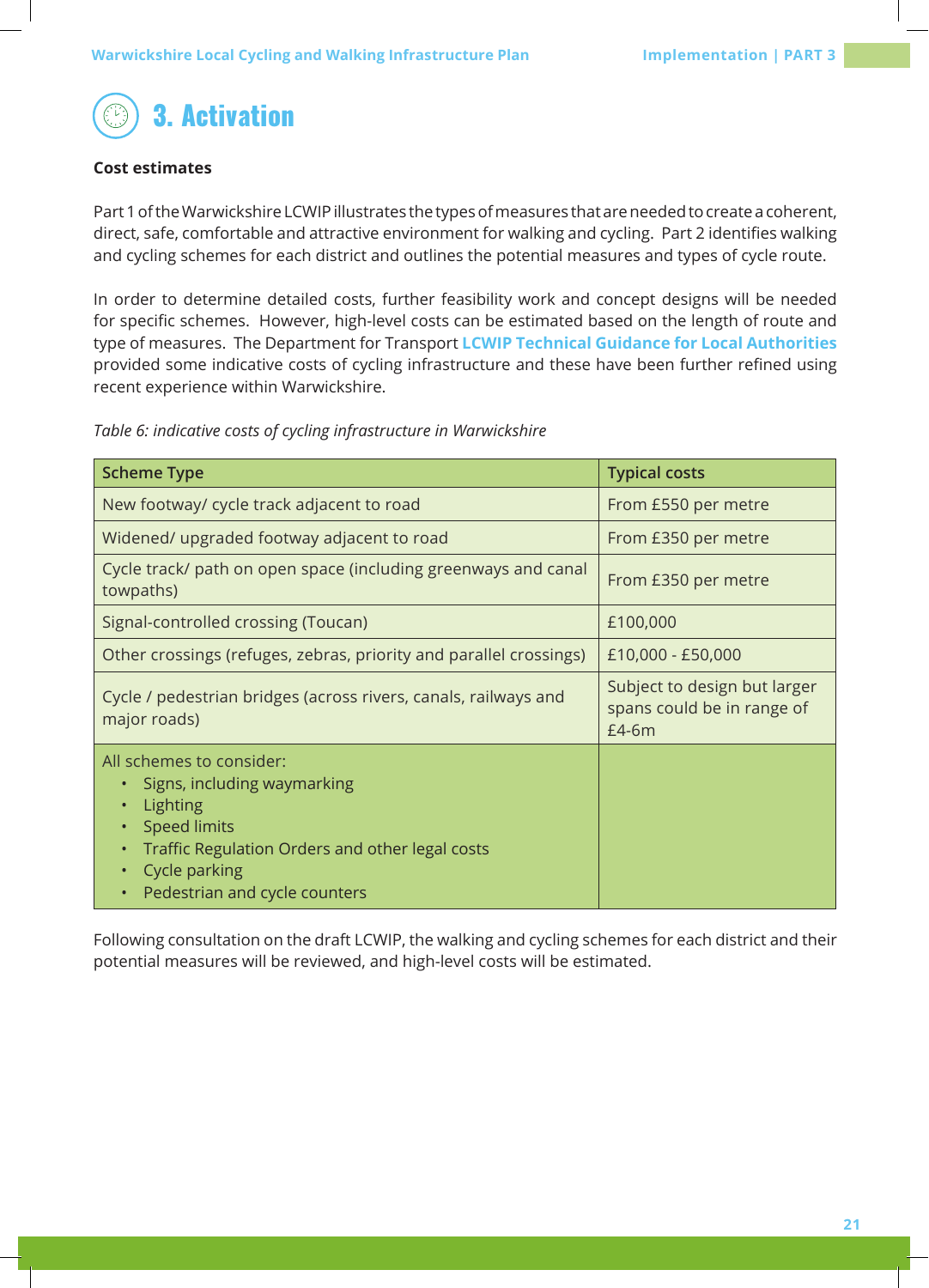# 3. Activation

**Cost estimates**

Part 1 of the Warwickshire LCWIP illustrates the types of measures that are needed to create a coherent, direct, safe, comfortable and attractive environment for walking and cycling. Part 2 identifies walking and cycling schemes for each district and outlines the potential measures and types of cycle route.

In order to determine detailed costs, further feasibility work and concept designs will be needed for specific schemes. However, high-level costs can be estimated based on the length of route and type of measures. The Department for Transport LCWIP Technical Guidance for Local Authorities provided some indicative costs of cycling infrastructure and these have been further refined using recent experience within Warwickshire.

*Table 6: indicative costs of cycling infrastructure in Warwickshire*

| Scheme Type | Typical costs |
|---|---|
| New footway/ cycle track adjacent to road | From £550 per metre |
| Widened/ upgraded footway adjacent to road | From £350 per metre |
| Cycle track/ path on open space (including greenways and canal towpaths) | From £350 per metre |
| Signal-controlled crossing (Toucan) | £100,000 |
| Other crossings (refuges, zebras, priority and parallel crossings) | £10,000 - £50,000 |
| Cycle / pedestrian bridges (across rivers, canals, railways and major roads) | Subject to design but larger spans could be in range of £4-6m |
| All schemes to consider:<br>• Signs, including waymarking<br>• Lighting<br>• Speed limits<br>• Traffic Regulation Orders and other legal costs<br>• Cycle parking<br>• Pedestrian and cycle counters | |

Following consultation on the draft LCWIP, the walking and cycling schemes for each district and their potential measures will be reviewed, and high-level costs will be estimated.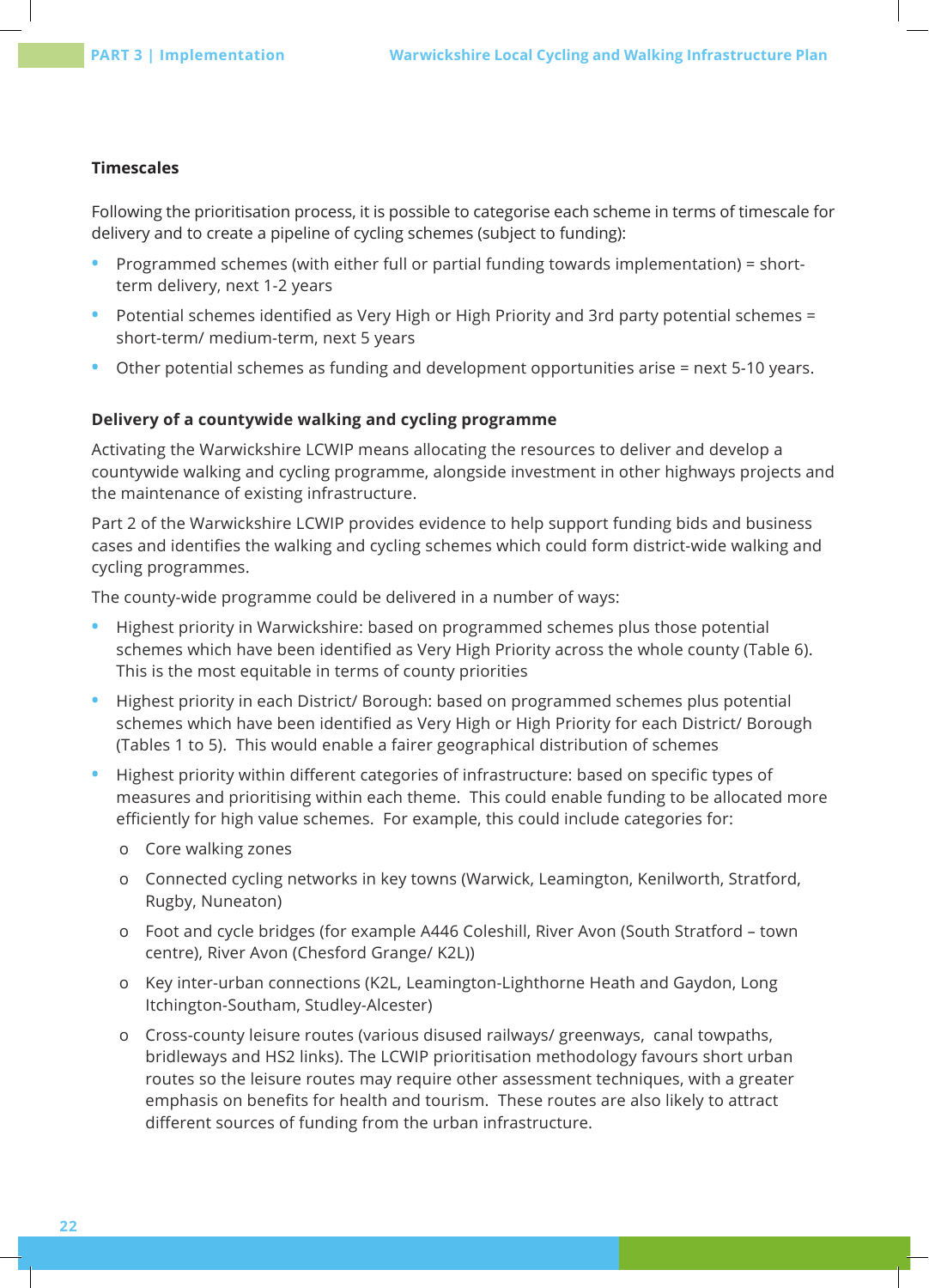### Timescales

Following the prioritisation process, it is possible to categorise each scheme in terms of timescale for delivery and to create a pipeline of cycling schemes (subject to funding):

- Programmed schemes (with either full or partial funding towards implementation) = short-term delivery, next 1-2 years
- Potential schemes identified as Very High or High Priority and 3rd party potential schemes = short-term/ medium-term, next 5 years
- Other potential schemes as funding and development opportunities arise = next 5-10 years.

### Delivery of a countywide walking and cycling programme

Activating the Warwickshire LCWIP means allocating the resources to deliver and develop a countywide walking and cycling programme, alongside investment in other highways projects and the maintenance of existing infrastructure.

Part 2 of the Warwickshire LCWIP provides evidence to help support funding bids and business cases and identifies the walking and cycling schemes which could form district-wide walking and cycling programmes.

The county-wide programme could be delivered in a number of ways:

- Highest priority in Warwickshire: based on programmed schemes plus those potential schemes which have been identified as Very High Priority across the whole county (Table 6). This is the most equitable in terms of county priorities
- Highest priority in each District/ Borough: based on programmed schemes plus potential schemes which have been identified as Very High or High Priority for each District/ Borough (Tables 1 to 5). This would enable a fairer geographical distribution of schemes
- Highest priority within different categories of infrastructure: based on specific types of measures and prioritising within each theme. This could enable funding to be allocated more efficiently for high value schemes. For example, this could include categories for:
    - Core walking zones
    - Connected cycling networks in key towns (Warwick, Leamington, Kenilworth, Stratford, Rugby, Nuneaton)
    - Foot and cycle bridges (for example A446 Coleshill, River Avon (South Stratford – town centre), River Avon (Chesford Grange/ K2L))
    - Key inter-urban connections (K2L, Leamington-Lighthorne Heath and Gaydon, Long Itchington-Southam, Studley-Alcester)
    - Cross-county leisure routes (various disused railways/ greenways, canal towpaths, bridleways and HS2 links). The LCWIP prioritisation methodology favours short urban routes so the leisure routes may require other assessment techniques, with a greater emphasis on benefits for health and tourism. These routes are also likely to attract different sources of funding from the urban infrastructure.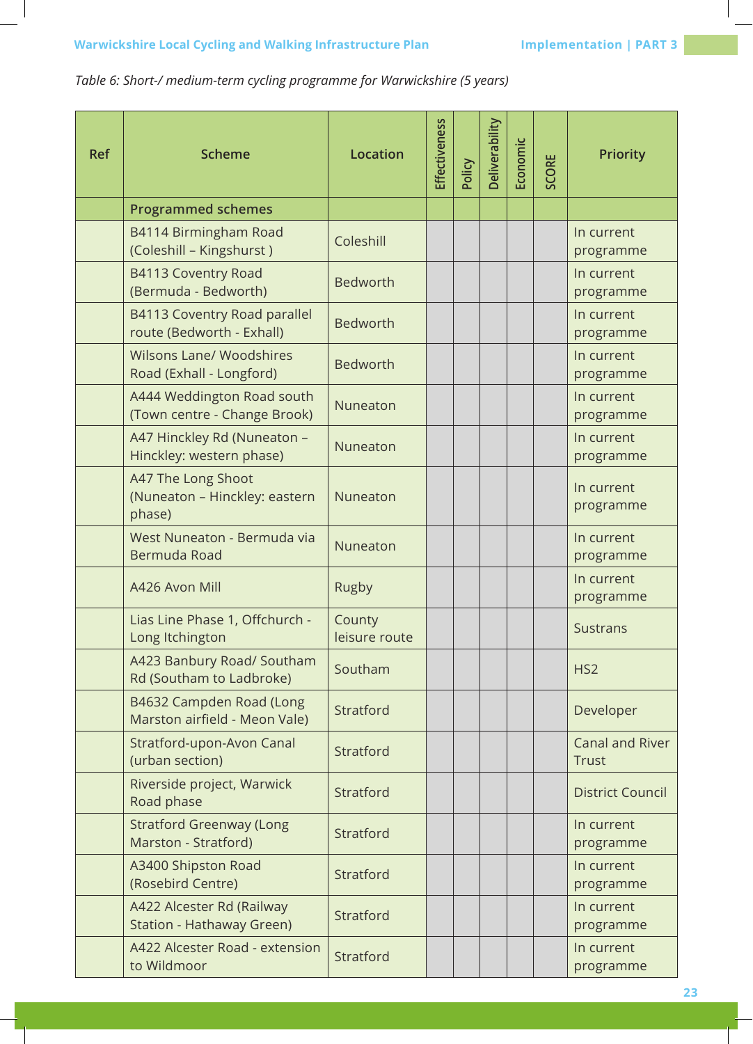*Table 6: Short-/ medium-term cycling programme for Warwickshire (5 years)*

| Ref | Scheme | Location | Effectiveness | Policy | Deliverability | Economic | SCORE | Priority |
|---|---|---|---|---|---|---|---|---|
| | **Programmed schemes** | | | | | | | |
| | B4114 Birmingham Road (Coleshill – Kingshurst ) | Coleshill | | | | | | In current programme |
| | B4113 Coventry Road (Bermuda - Bedworth) | Bedworth | | | | | | In current programme |
| | B4113 Coventry Road parallel route (Bedworth - Exhall) | Bedworth | | | | | | In current programme |
| | Wilsons Lane/ Woodshires Road (Exhall - Longford) | Bedworth | | | | | | In current programme |
| | A444 Weddington Road south (Town centre - Change Brook) | Nuneaton | | | | | | In current programme |
| | A47 Hinckley Rd (Nuneaton – Hinckley: western phase) | Nuneaton | | | | | | In current programme |
| | A47 The Long Shoot (Nuneaton – Hinckley: eastern phase) | Nuneaton | | | | | | In current programme |
| | West Nuneaton - Bermuda via Bermuda Road | Nuneaton | | | | | | In current programme |
| | A426 Avon Mill | Rugby | | | | | | In current programme |
| | Lias Line Phase 1, Offchurch - Long Itchington | County leisure route | | | | | | Sustrans |
| | A423 Banbury Road/ Southam Rd (Southam to Ladbroke) | Southam | | | | | | HS2 |
| | B4632 Campden Road (Long Marston airfield - Meon Vale) | Stratford | | | | | | Developer |
| | Stratford-upon-Avon Canal (urban section) | Stratford | | | | | | Canal and River Trust |
| | Riverside project, Warwick Road phase | Stratford | | | | | | District Council |
| | Stratford Greenway (Long Marston - Stratford) | Stratford | | | | | | In current programme |
| | A3400 Shipston Road (Rosebird Centre) | Stratford | | | | | | In current programme |
| | A422 Alcester Rd (Railway Station - Hathaway Green) | Stratford | | | | | | In current programme |
| | A422 Alcester Road - extension to Wildmoor | Stratford | | | | | | In current programme |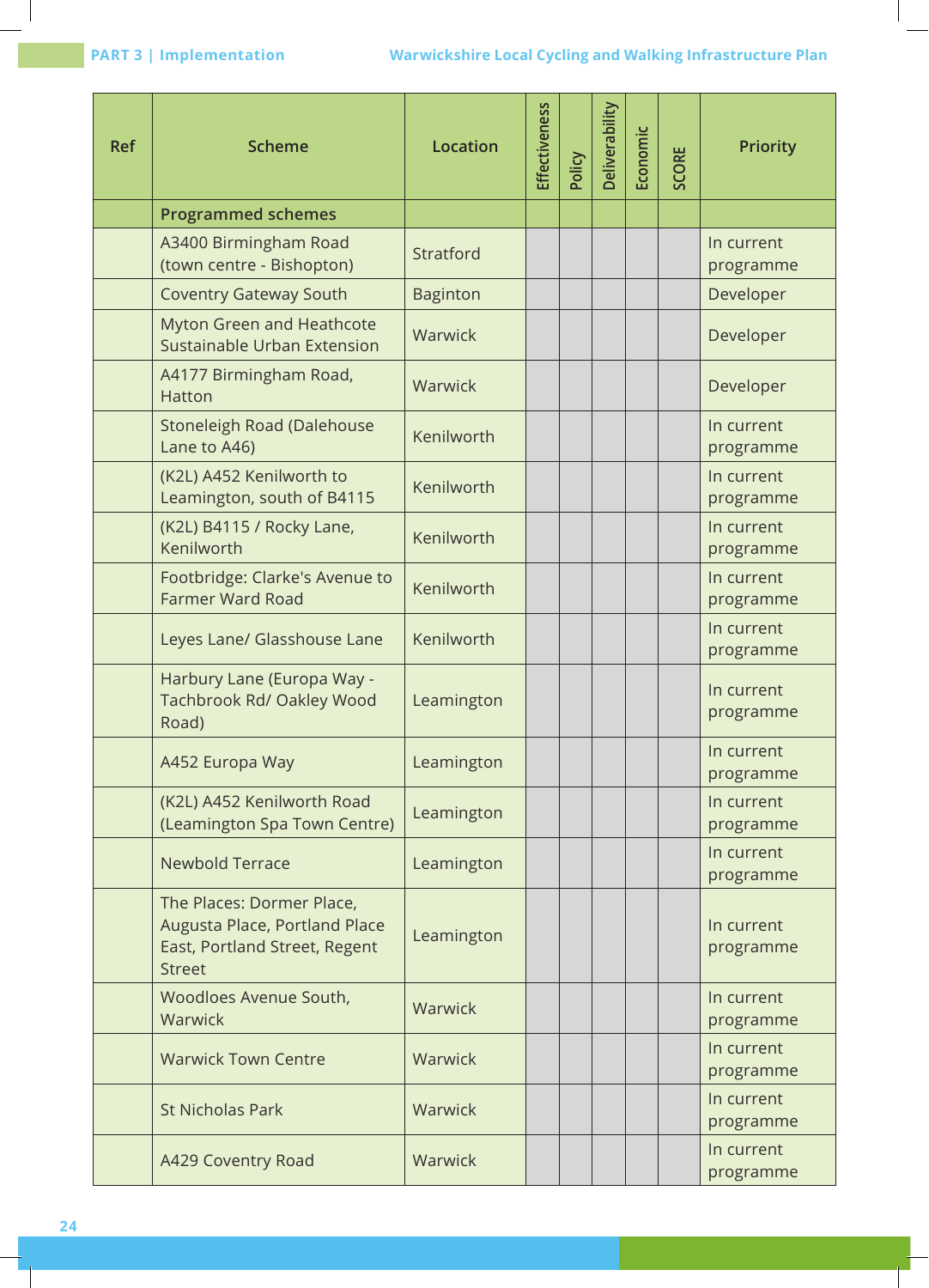| Ref | Scheme | Location | Effectiveness | Policy | Deliverability | Economic | SCORE | Priority |
|---|---|---|---|---|---|---|---|---|
| | **Programmed schemes** | | | | | | | |
| | A3400 Birmingham Road (town centre - Bishopton) | Stratford | | | | | | In current programme |
| | Coventry Gateway South | Baginton | | | | | | Developer |
| | Myton Green and Heathcote Sustainable Urban Extension | Warwick | | | | | | Developer |
| | A4177 Birmingham Road, Hatton | Warwick | | | | | | Developer |
| | Stoneleigh Road (Dalehouse Lane to A46) | Kenilworth | | | | | | In current programme |
| | (K2L) A452 Kenilworth to Leamington, south of B4115 | Kenilworth | | | | | | In current programme |
| | (K2L) B4115 / Rocky Lane, Kenilworth | Kenilworth | | | | | | In current programme |
| | Footbridge: Clarke's Avenue to Farmer Ward Road | Kenilworth | | | | | | In current programme |
| | Leyes Lane/ Glasshouse Lane | Kenilworth | | | | | | In current programme |
| | Harbury Lane (Europa Way - Tachbrook Rd/ Oakley Wood Road) | Leamington | | | | | | In current programme |
| | A452 Europa Way | Leamington | | | | | | In current programme |
| | (K2L) A452 Kenilworth Road (Leamington Spa Town Centre) | Leamington | | | | | | In current programme |
| | Newbold Terrace | Leamington | | | | | | In current programme |
| | The Places: Dormer Place, Augusta Place, Portland Place East, Portland Street, Regent Street | Leamington | | | | | | In current programme |
| | Woodloes Avenue South, Warwick | Warwick | | | | | | In current programme |
| | Warwick Town Centre | Warwick | | | | | | In current programme |
| | St Nicholas Park | Warwick | | | | | | In current programme |
| | A429 Coventry Road | Warwick | | | | | | In current programme |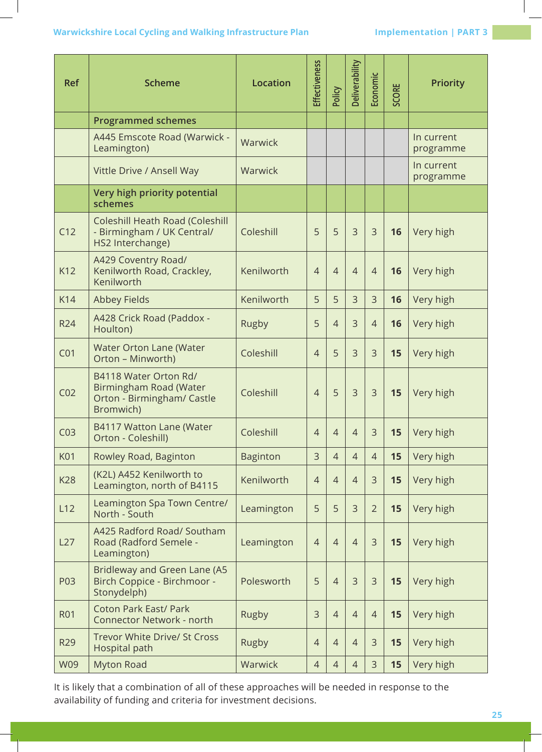| Ref | Scheme | Location | Effectiveness | Policy | Deliverability | Economic | SCORE | Priority |
|---|---|---|---|---|---|---|---|---|
| | **Programmed schemes** | | | | | | | |
| | A445 Emscote Road (Warwick - Leamington) | Warwick | | | | | | In current programme |
| | Vittle Drive / Ansell Way | Warwick | | | | | | In current programme |
| | **Very high priority potential schemes** | | | | | | | |
| C12 | Coleshill Heath Road (Coleshill - Birmingham / UK Central/ HS2 Interchange) | Coleshill | 5 | 5 | 3 | 3 | **16** | Very high |
| K12 | A429 Coventry Road/ Kenilworth Road, Crackley, Kenilworth | Kenilworth | 4 | 4 | 4 | 4 | **16** | Very high |
| K14 | Abbey Fields | Kenilworth | 5 | 5 | 3 | 3 | **16** | Very high |
| R24 | A428 Crick Road (Paddox - Houlton) | Rugby | 5 | 4 | 3 | 4 | **16** | Very high |
| C01 | Water Orton Lane (Water Orton – Minworth) | Coleshill | 4 | 5 | 3 | 3 | **15** | Very high |
| C02 | B4118 Water Orton Rd/ Birmingham Road (Water Orton - Birmingham/ Castle Bromwich) | Coleshill | 4 | 5 | 3 | 3 | **15** | Very high |
| C03 | B4117 Watton Lane (Water Orton - Coleshill) | Coleshill | 4 | 4 | 4 | 3 | **15** | Very high |
| K01 | Rowley Road, Baginton | Baginton | 3 | 4 | 4 | 4 | **15** | Very high |
| K28 | (K2L) A452 Kenilworth to Leamington, north of B4115 | Kenilworth | 4 | 4 | 4 | 3 | **15** | Very high |
| L12 | Leamington Spa Town Centre/ North - South | Leamington | 5 | 5 | 3 | 2 | **15** | Very high |
| L27 | A425 Radford Road/ Southam Road (Radford Semele - Leamington) | Leamington | 4 | 4 | 4 | 3 | **15** | Very high |
| P03 | Bridleway and Green Lane (A5 Birch Coppice - Birchmoor - Stonydelph) | Polesworth | 5 | 4 | 3 | 3 | **15** | Very high |
| R01 | Coton Park East/ Park Connector Network - north | Rugby | 3 | 4 | 4 | 4 | **15** | Very high |
| R29 | Trevor White Drive/ St Cross Hospital path | Rugby | 4 | 4 | 4 | 3 | **15** | Very high |
| W09 | Myton Road | Warwick | 4 | 4 | 4 | 3 | **15** | Very high |

It is likely that a combination of all of these approaches will be needed in response to the availability of funding and criteria for investment decisions.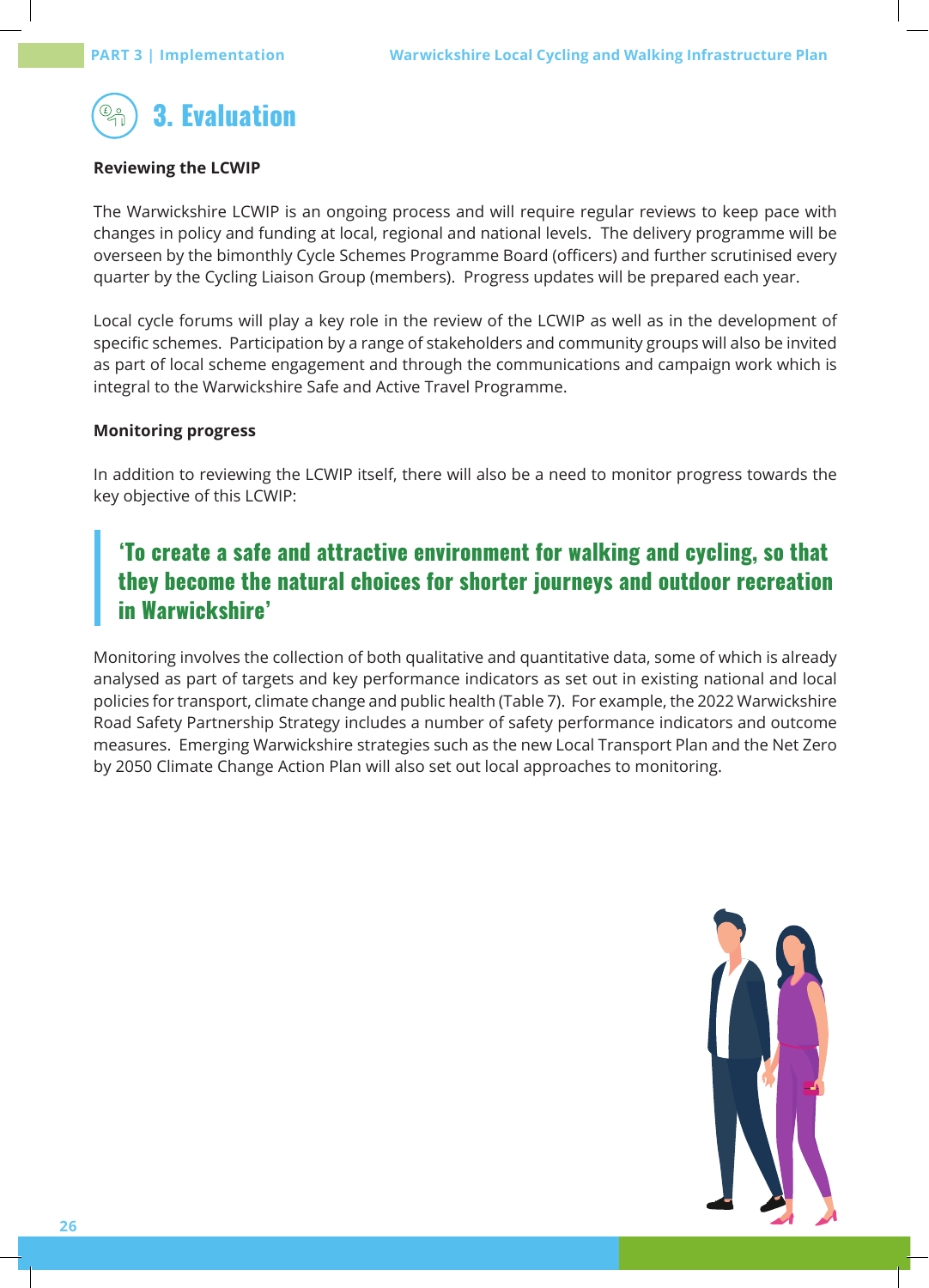# 3. Evaluation

**Reviewing the LCWIP**

The Warwickshire LCWIP is an ongoing process and will require regular reviews to keep pace with changes in policy and funding at local, regional and national levels. The delivery programme will be overseen by the bimonthly Cycle Schemes Programme Board (officers) and further scrutinised every quarter by the Cycling Liaison Group (members). Progress updates will be prepared each year.

Local cycle forums will play a key role in the review of the LCWIP as well as in the development of specific schemes. Participation by a range of stakeholders and community groups will also be invited as part of local scheme engagement and through the communications and campaign work which is integral to the Warwickshire Safe and Active Travel Programme.

**Monitoring progress**

In addition to reviewing the LCWIP itself, there will also be a need to monitor progress towards the key objective of this LCWIP:

> **'To create a safe and attractive environment for walking and cycling, so that they become the natural choices for shorter journeys and outdoor recreation in Warwickshire'**

Monitoring involves the collection of both qualitative and quantitative data, some of which is already analysed as part of targets and key performance indicators as set out in existing national and local policies for transport, climate change and public health (Table 7). For example, the 2022 Warwickshire Road Safety Partnership Strategy includes a number of safety performance indicators and outcome measures. Emerging Warwickshire strategies such as the new Local Transport Plan and the Net Zero by 2050 Climate Change Action Plan will also set out local approaches to monitoring.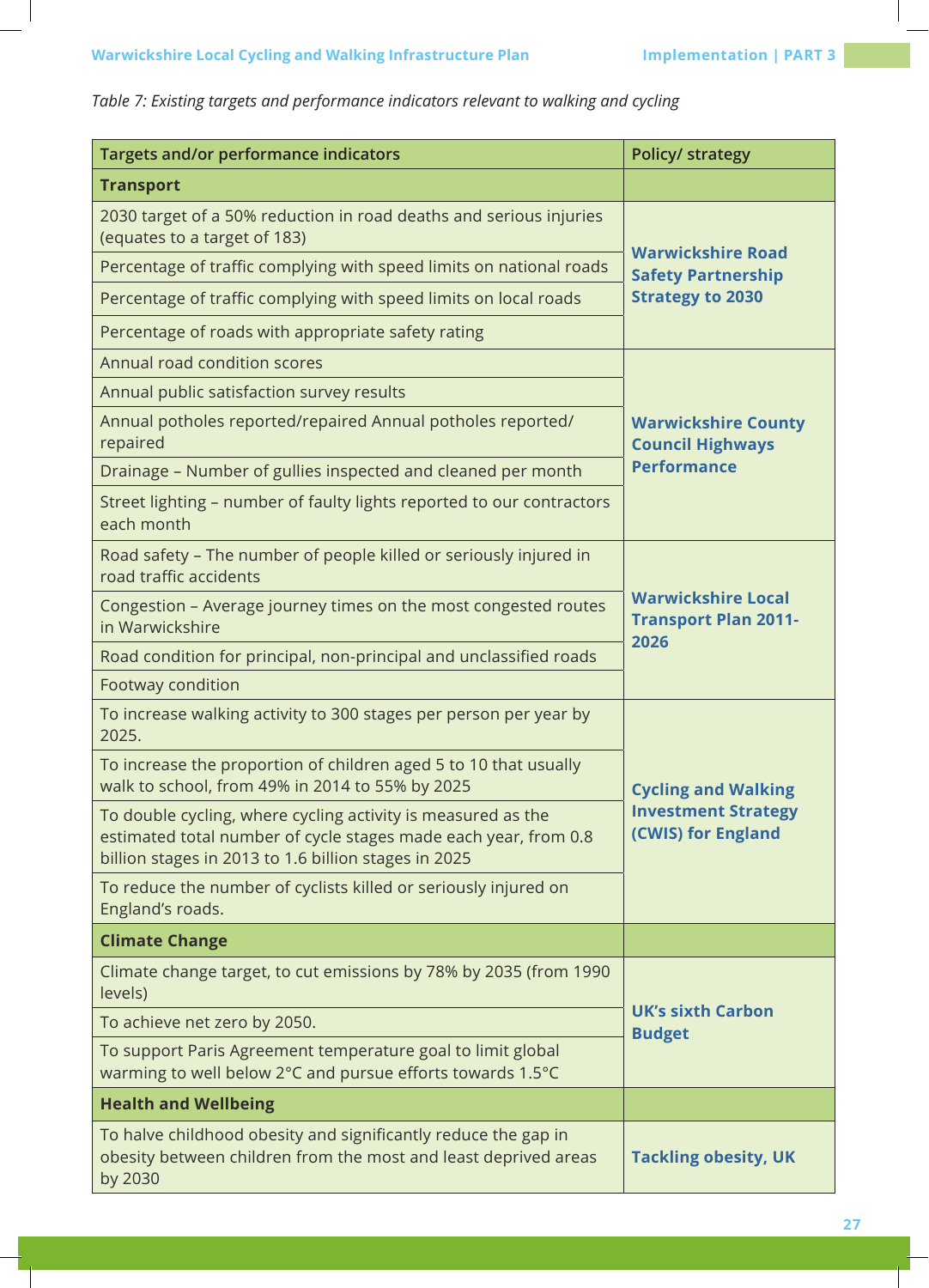*Table 7: Existing targets and performance indicators relevant to walking and cycling*

| Targets and/or performance indicators | Policy/ strategy |
|---|---|
| **Transport** | |
| 2030 target of a 50% reduction in road deaths and serious injuries (equates to a target of 183) | Warwickshire Road Safety Partnership Strategy to 2030 |
| Percentage of traffic complying with speed limits on national roads | |
| Percentage of traffic complying with speed limits on local roads | |
| Percentage of roads with appropriate safety rating | |
| Annual road condition scores | Warwickshire County Council Highways Performance |
| Annual public satisfaction survey results | |
| Annual potholes reported/repaired Annual potholes reported/ repaired | |
| Drainage – Number of gullies inspected and cleaned per month | |
| Street lighting – number of faulty lights reported to our contractors each month | |
| Road safety – The number of people killed or seriously injured in road traffic accidents | Warwickshire Local Transport Plan 2011-2026 |
| Congestion – Average journey times on the most congested routes in Warwickshire | |
| Road condition for principal, non-principal and unclassified roads | |
| Footway condition | |
| To increase walking activity to 300 stages per person per year by 2025. | Cycling and Walking Investment Strategy (CWIS) for England |
| To increase the proportion of children aged 5 to 10 that usually walk to school, from 49% in 2014 to 55% by 2025 | |
| To double cycling, where cycling activity is measured as the estimated total number of cycle stages made each year, from 0.8 billion stages in 2013 to 1.6 billion stages in 2025 | |
| To reduce the number of cyclists killed or seriously injured on England's roads. | |
| **Climate Change** | |
| Climate change target, to cut emissions by 78% by 2035 (from 1990 levels) | UK's sixth Carbon Budget |
| To achieve net zero by 2050. | |
| To support Paris Agreement temperature goal to limit global warming to well below 2°C and pursue efforts towards 1.5°C | |
| **Health and Wellbeing** | |
| To halve childhood obesity and significantly reduce the gap in obesity between children from the most and least deprived areas by 2030 | Tackling obesity, UK |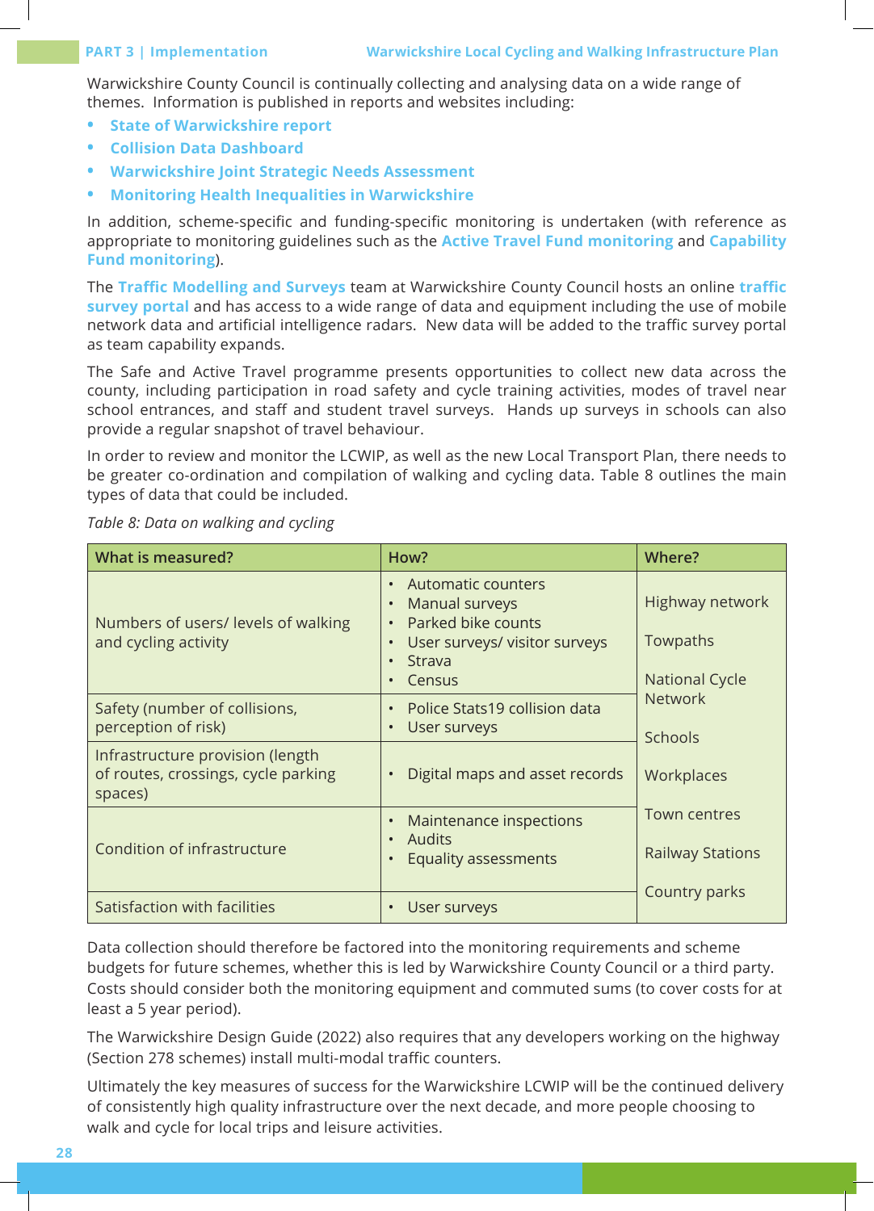Warwickshire County Council is continually collecting and analysing data on a wide range of themes. Information is published in reports and websites including:

- **State of Warwickshire report**
- **Collision Data Dashboard**
- **Warwickshire Joint Strategic Needs Assessment**
- **Monitoring Health Inequalities in Warwickshire**

In addition, scheme-specific and funding-specific monitoring is undertaken (with reference as appropriate to monitoring guidelines such as the **Active Travel Fund monitoring** and **Capability Fund monitoring**).

The **Traffic Modelling and Surveys** team at Warwickshire County Council hosts an online **traffic survey portal** and has access to a wide range of data and equipment including the use of mobile network data and artificial intelligence radars. New data will be added to the traffic survey portal as team capability expands.

The Safe and Active Travel programme presents opportunities to collect new data across the county, including participation in road safety and cycle training activities, modes of travel near school entrances, and staff and student travel surveys. Hands up surveys in schools can also provide a regular snapshot of travel behaviour.

In order to review and monitor the LCWIP, as well as the new Local Transport Plan, there needs to be greater co-ordination and compilation of walking and cycling data. Table 8 outlines the main types of data that could be included.

*Table 8: Data on walking and cycling*

| What is measured? | How? | Where? |
|---|---|---|
| Numbers of users/ levels of walking and cycling activity | • Automatic counters<br>• Manual surveys<br>• Parked bike counts<br>• User surveys/ visitor surveys<br>• Strava<br>• Census | Highway network<br><br>Towpaths<br><br>National Cycle Network<br><br>Schools<br><br>Workplaces<br><br>Town centres<br><br>Railway Stations<br><br>Country parks |
| Safety (number of collisions, perception of risk) | • Police Stats19 collision data<br>• User surveys | |
| Infrastructure provision (length of routes, crossings, cycle parking spaces) | • Digital maps and asset records | |
| Condition of infrastructure | • Maintenance inspections<br>• Audits<br>• Equality assessments | |
| Satisfaction with facilities | • User surveys | |

Data collection should therefore be factored into the monitoring requirements and scheme budgets for future schemes, whether this is led by Warwickshire County Council or a third party. Costs should consider both the monitoring equipment and commuted sums (to cover costs for at least a 5 year period).

The Warwickshire Design Guide (2022) also requires that any developers working on the highway (Section 278 schemes) install multi-modal traffic counters.

Ultimately the key measures of success for the Warwickshire LCWIP will be the continued delivery of consistently high quality infrastructure over the next decade, and more people choosing to walk and cycle for local trips and leisure activities.